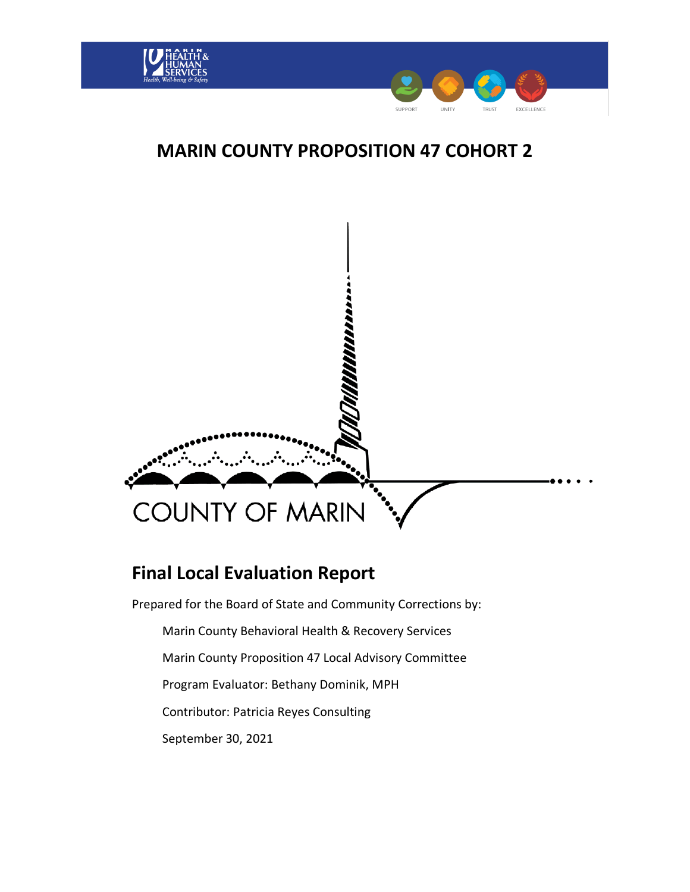MARIN HEALTH & HUMAN SERVICES
Health, Well-being & Safety

SUPPORT UNITY TRUST EXCELLENCE

# MARIN COUNTY PROPOSITION 47 COHORT 2

COUNTY OF MARIN

## Final Local Evaluation Report

Prepared for the Board of State and Community Corrections by:

Marin County Behavioral Health & Recovery Services

Marin County Proposition 47 Local Advisory Committee

Program Evaluator: Bethany Dominik, MPH

Contributor: Patricia Reyes Consulting

September 30, 2021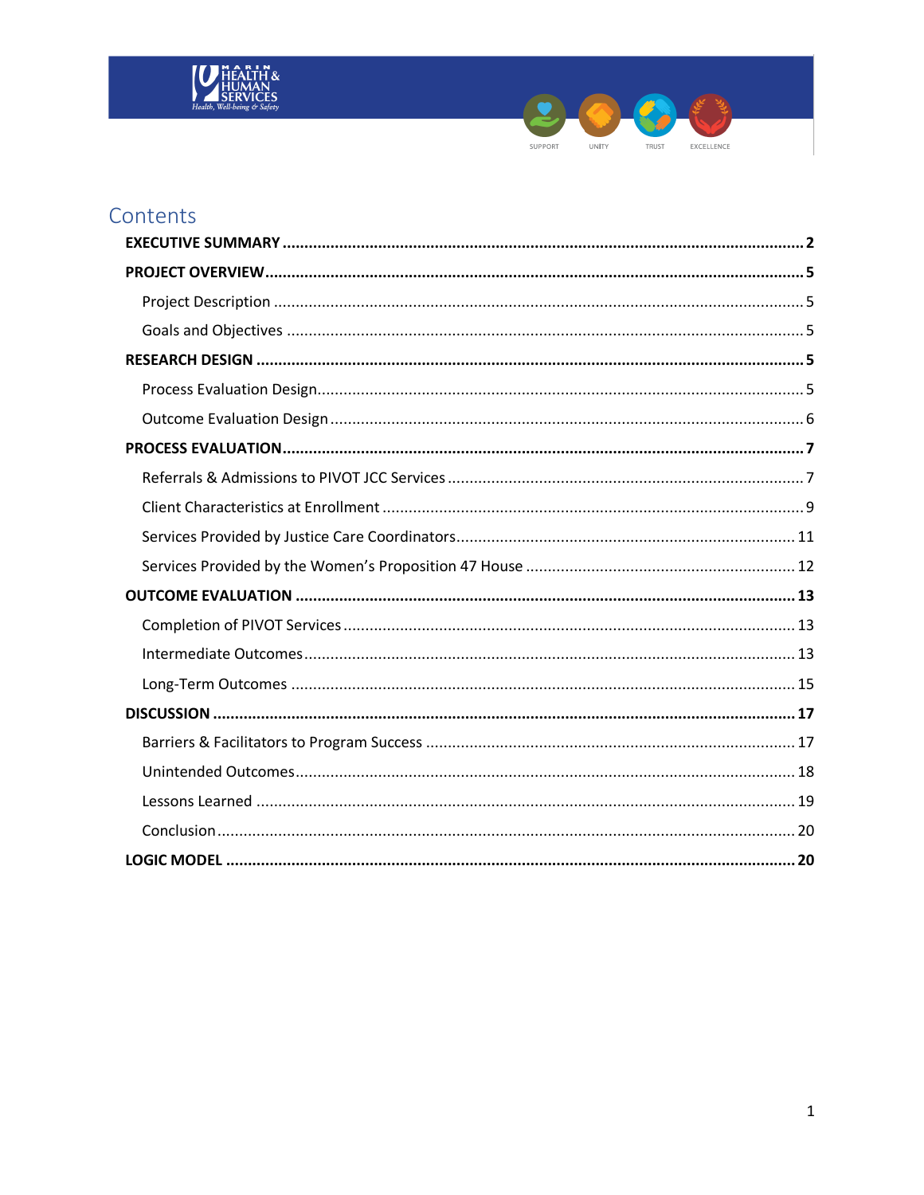# Contents

**EXECUTIVE SUMMARY** ..... **2**

**PROJECT OVERVIEW** ..... **5**

- Project Description ..... 5
- Goals and Objectives ..... 5

**RESEARCH DESIGN** ..... **5**

- Process Evaluation Design ..... 5
- Outcome Evaluation Design ..... 6

**PROCESS EVALUATION** ..... **7**

- Referrals & Admissions to PIVOT JCC Services ..... 7
- Client Characteristics at Enrollment ..... 9
- Services Provided by Justice Care Coordinators ..... 11
- Services Provided by the Women's Proposition 47 House ..... 12

**OUTCOME EVALUATION** ..... **13**

- Completion of PIVOT Services ..... 13
- Intermediate Outcomes ..... 13
- Long-Term Outcomes ..... 15

**DISCUSSION** ..... **17**

- Barriers & Facilitators to Program Success ..... 17
- Unintended Outcomes ..... 18
- Lessons Learned ..... 19
- Conclusion ..... 20

**LOGIC MODEL** ..... **20**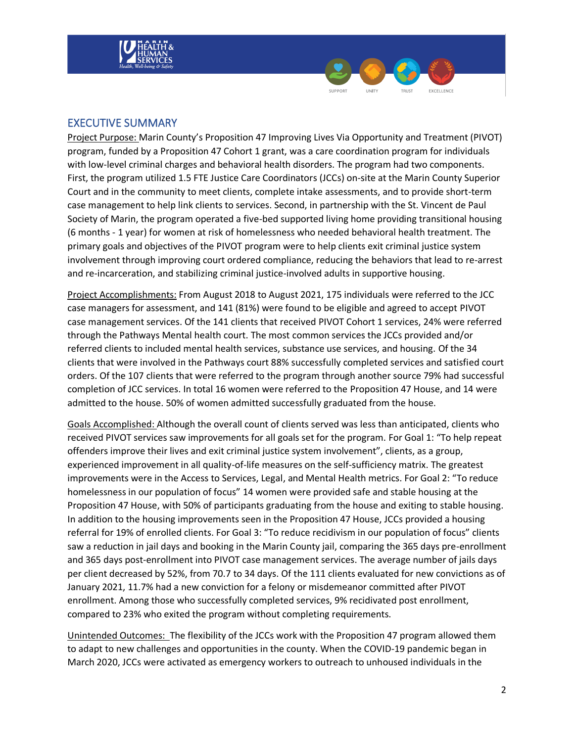## EXECUTIVE SUMMARY

Project Purpose: Marin County's Proposition 47 Improving Lives Via Opportunity and Treatment (PIVOT) program, funded by a Proposition 47 Cohort 1 grant, was a care coordination program for individuals with low-level criminal charges and behavioral health disorders. The program had two components. First, the program utilized 1.5 FTE Justice Care Coordinators (JCCs) on-site at the Marin County Superior Court and in the community to meet clients, complete intake assessments, and to provide short-term case management to help link clients to services. Second, in partnership with the St. Vincent de Paul Society of Marin, the program operated a five-bed supported living home providing transitional housing (6 months - 1 year) for women at risk of homelessness who needed behavioral health treatment. The primary goals and objectives of the PIVOT program were to help clients exit criminal justice system involvement through improving court ordered compliance, reducing the behaviors that lead to re-arrest and re-incarceration, and stabilizing criminal justice-involved adults in supportive housing.

Project Accomplishments: From August 2018 to August 2021, 175 individuals were referred to the JCC case managers for assessment, and 141 (81%) were found to be eligible and agreed to accept PIVOT case management services. Of the 141 clients that received PIVOT Cohort 1 services, 24% were referred through the Pathways Mental health court. The most common services the JCCs provided and/or referred clients to included mental health services, substance use services, and housing. Of the 34 clients that were involved in the Pathways court 88% successfully completed services and satisfied court orders. Of the 107 clients that were referred to the program through another source 79% had successful completion of JCC services. In total 16 women were referred to the Proposition 47 House, and 14 were admitted to the house. 50% of women admitted successfully graduated from the house.

Goals Accomplished: Although the overall count of clients served was less than anticipated, clients who received PIVOT services saw improvements for all goals set for the program. For Goal 1: "To help repeat offenders improve their lives and exit criminal justice system involvement", clients, as a group, experienced improvement in all quality-of-life measures on the self-sufficiency matrix. The greatest improvements were in the Access to Services, Legal, and Mental Health metrics. For Goal 2: "To reduce homelessness in our population of focus" 14 women were provided safe and stable housing at the Proposition 47 House, with 50% of participants graduating from the house and exiting to stable housing. In addition to the housing improvements seen in the Proposition 47 House, JCCs provided a housing referral for 19% of enrolled clients. For Goal 3: "To reduce recidivism in our population of focus" clients saw a reduction in jail days and booking in the Marin County jail, comparing the 365 days pre-enrollment and 365 days post-enrollment into PIVOT case management services. The average number of jails days per client decreased by 52%, from 70.7 to 34 days. Of the 111 clients evaluated for new convictions as of January 2021, 11.7% had a new conviction for a felony or misdemeanor committed after PIVOT enrollment. Among those who successfully completed services, 9% recidivated post enrollment, compared to 23% who exited the program without completing requirements.

Unintended Outcomes: The flexibility of the JCCs work with the Proposition 47 program allowed them to adapt to new challenges and opportunities in the county. When the COVID-19 pandemic began in March 2020, JCCs were activated as emergency workers to outreach to unhoused individuals in the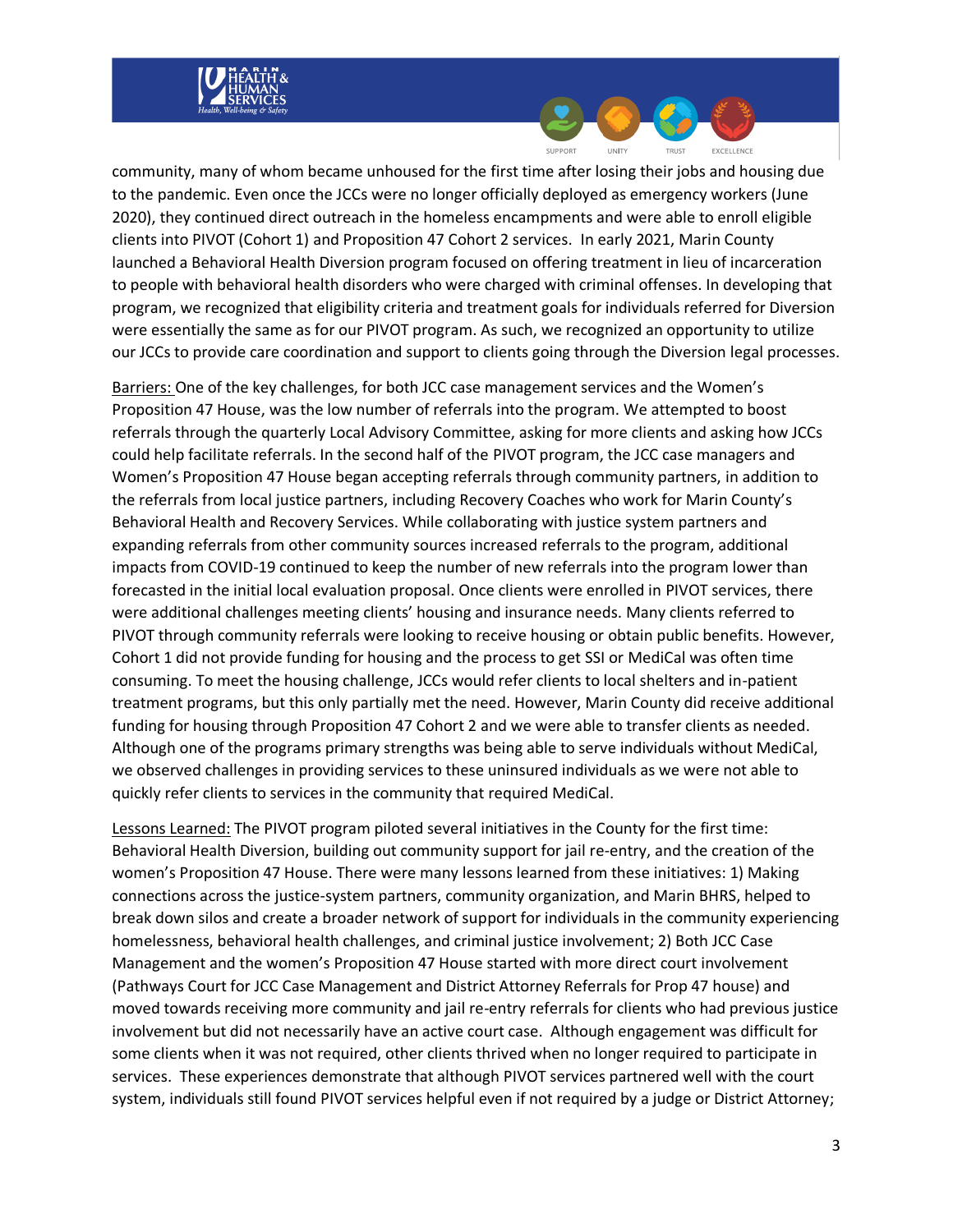community, many of whom became unhoused for the first time after losing their jobs and housing due to the pandemic. Even once the JCCs were no longer officially deployed as emergency workers (June 2020), they continued direct outreach in the homeless encampments and were able to enroll eligible clients into PIVOT (Cohort 1) and Proposition 47 Cohort 2 services. In early 2021, Marin County launched a Behavioral Health Diversion program focused on offering treatment in lieu of incarceration to people with behavioral health disorders who were charged with criminal offenses. In developing that program, we recognized that eligibility criteria and treatment goals for individuals referred for Diversion were essentially the same as for our PIVOT program. As such, we recognized an opportunity to utilize our JCCs to provide care coordination and support to clients going through the Diversion legal processes.

<u>Barriers:</u> One of the key challenges, for both JCC case management services and the Women's Proposition 47 House, was the low number of referrals into the program. We attempted to boost referrals through the quarterly Local Advisory Committee, asking for more clients and asking how JCCs could help facilitate referrals. In the second half of the PIVOT program, the JCC case managers and Women's Proposition 47 House began accepting referrals through community partners, in addition to the referrals from local justice partners, including Recovery Coaches who work for Marin County's Behavioral Health and Recovery Services. While collaborating with justice system partners and expanding referrals from other community sources increased referrals to the program, additional impacts from COVID-19 continued to keep the number of new referrals into the program lower than forecasted in the initial local evaluation proposal. Once clients were enrolled in PIVOT services, there were additional challenges meeting clients' housing and insurance needs. Many clients referred to PIVOT through community referrals were looking to receive housing or obtain public benefits. However, Cohort 1 did not provide funding for housing and the process to get SSI or MediCal was often time consuming. To meet the housing challenge, JCCs would refer clients to local shelters and in-patient treatment programs, but this only partially met the need. However, Marin County did receive additional funding for housing through Proposition 47 Cohort 2 and we were able to transfer clients as needed. Although one of the programs primary strengths was being able to serve individuals without MediCal, we observed challenges in providing services to these uninsured individuals as we were not able to quickly refer clients to services in the community that required MediCal.

<u>Lessons Learned:</u> The PIVOT program piloted several initiatives in the County for the first time: Behavioral Health Diversion, building out community support for jail re-entry, and the creation of the women's Proposition 47 House. There were many lessons learned from these initiatives: 1) Making connections across the justice-system partners, community organization, and Marin BHRS, helped to break down silos and create a broader network of support for individuals in the community experiencing homelessness, behavioral health challenges, and criminal justice involvement; 2) Both JCC Case Management and the women's Proposition 47 House started with more direct court involvement (Pathways Court for JCC Case Management and District Attorney Referrals for Prop 47 house) and moved towards receiving more community and jail re-entry referrals for clients who had previous justice involvement but did not necessarily have an active court case. Although engagement was difficult for some clients when it was not required, other clients thrived when no longer required to participate in services. These experiences demonstrate that although PIVOT services partnered well with the court system, individuals still found PIVOT services helpful even if not required by a judge or District Attorney;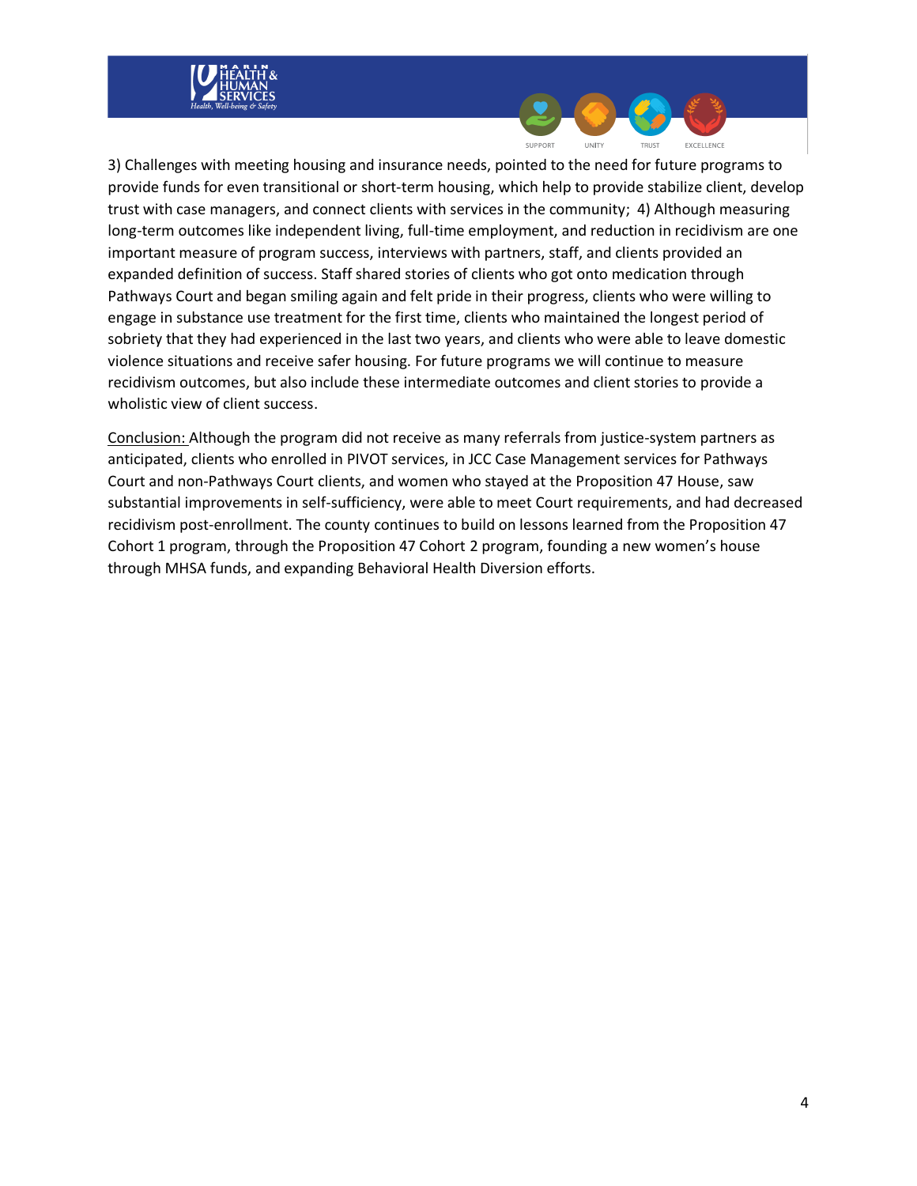3) Challenges with meeting housing and insurance needs, pointed to the need for future programs to provide funds for even transitional or short-term housing, which help to provide stabilize client, develop trust with case managers, and connect clients with services in the community; 4) Although measuring long-term outcomes like independent living, full-time employment, and reduction in recidivism are one important measure of program success, interviews with partners, staff, and clients provided an expanded definition of success. Staff shared stories of clients who got onto medication through Pathways Court and began smiling again and felt pride in their progress, clients who were willing to engage in substance use treatment for the first time, clients who maintained the longest period of sobriety that they had experienced in the last two years, and clients who were able to leave domestic violence situations and receive safer housing. For future programs we will continue to measure recidivism outcomes, but also include these intermediate outcomes and client stories to provide a wholistic view of client success.

Conclusion: Although the program did not receive as many referrals from justice-system partners as anticipated, clients who enrolled in PIVOT services, in JCC Case Management services for Pathways Court and non-Pathways Court clients, and women who stayed at the Proposition 47 House, saw substantial improvements in self-sufficiency, were able to meet Court requirements, and had decreased recidivism post-enrollment. The county continues to build on lessons learned from the Proposition 47 Cohort 1 program, through the Proposition 47 Cohort 2 program, founding a new women's house through MHSA funds, and expanding Behavioral Health Diversion efforts.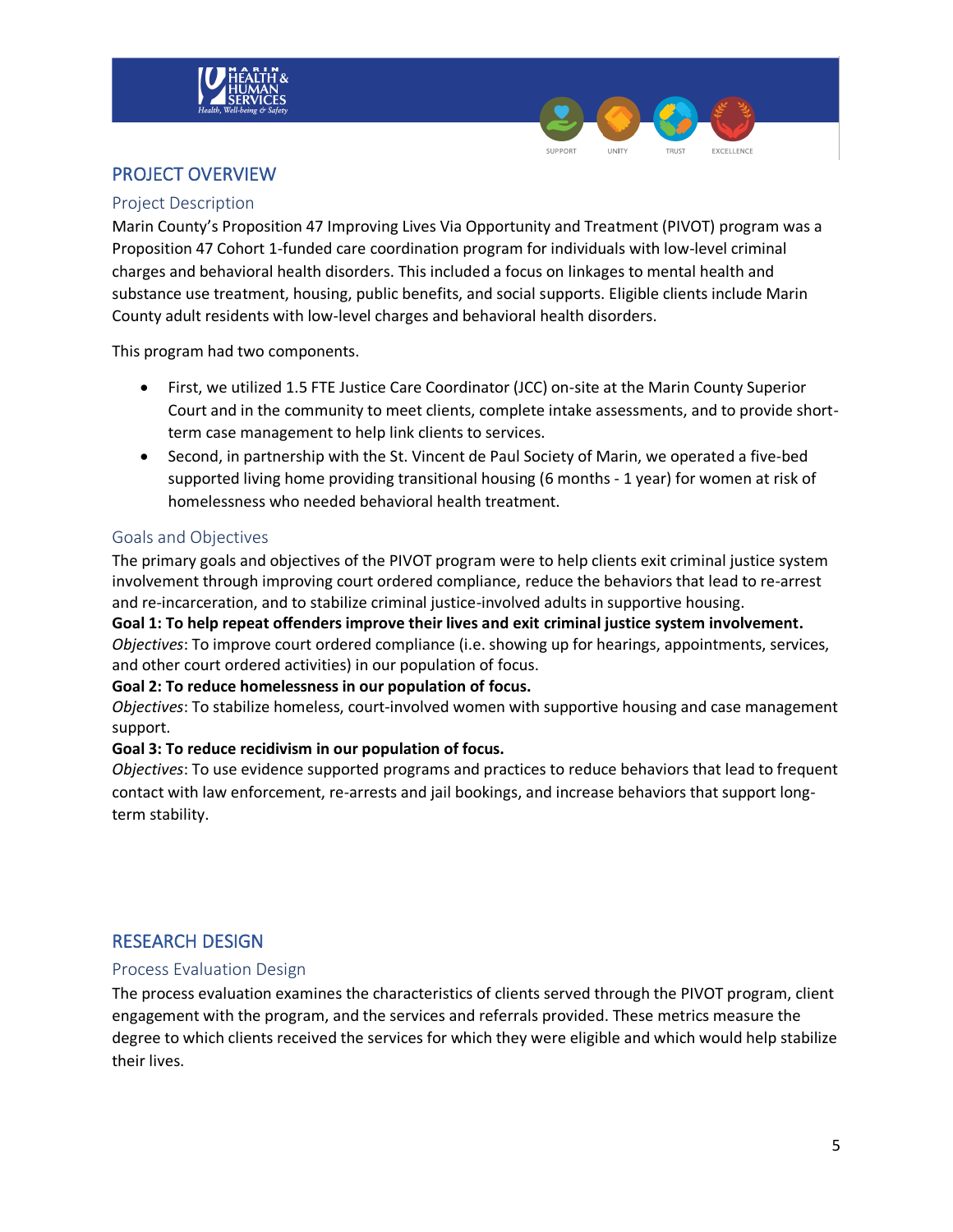## PROJECT OVERVIEW

### Project Description

Marin County's Proposition 47 Improving Lives Via Opportunity and Treatment (PIVOT) program was a Proposition 47 Cohort 1-funded care coordination program for individuals with low-level criminal charges and behavioral health disorders. This included a focus on linkages to mental health and substance use treatment, housing, public benefits, and social supports. Eligible clients include Marin County adult residents with low-level charges and behavioral health disorders.

This program had two components.

- First, we utilized 1.5 FTE Justice Care Coordinator (JCC) on-site at the Marin County Superior Court and in the community to meet clients, complete intake assessments, and to provide short-term case management to help link clients to services.
- Second, in partnership with the St. Vincent de Paul Society of Marin, we operated a five-bed supported living home providing transitional housing (6 months - 1 year) for women at risk of homelessness who needed behavioral health treatment.

### Goals and Objectives

The primary goals and objectives of the PIVOT program were to help clients exit criminal justice system involvement through improving court ordered compliance, reduce the behaviors that lead to re-arrest and re-incarceration, and to stabilize criminal justice-involved adults in supportive housing.

**Goal 1: To help repeat offenders improve their lives and exit criminal justice system involvement.**
*Objectives*: To improve court ordered compliance (i.e. showing up for hearings, appointments, services, and other court ordered activities) in our population of focus.

**Goal 2: To reduce homelessness in our population of focus.**
*Objectives*: To stabilize homeless, court-involved women with supportive housing and case management support.

**Goal 3: To reduce recidivism in our population of focus.**
*Objectives*: To use evidence supported programs and practices to reduce behaviors that lead to frequent contact with law enforcement, re-arrests and jail bookings, and increase behaviors that support long-term stability.

## RESEARCH DESIGN

### Process Evaluation Design

The process evaluation examines the characteristics of clients served through the PIVOT program, client engagement with the program, and the services and referrals provided. These metrics measure the degree to which clients received the services for which they were eligible and which would help stabilize their lives.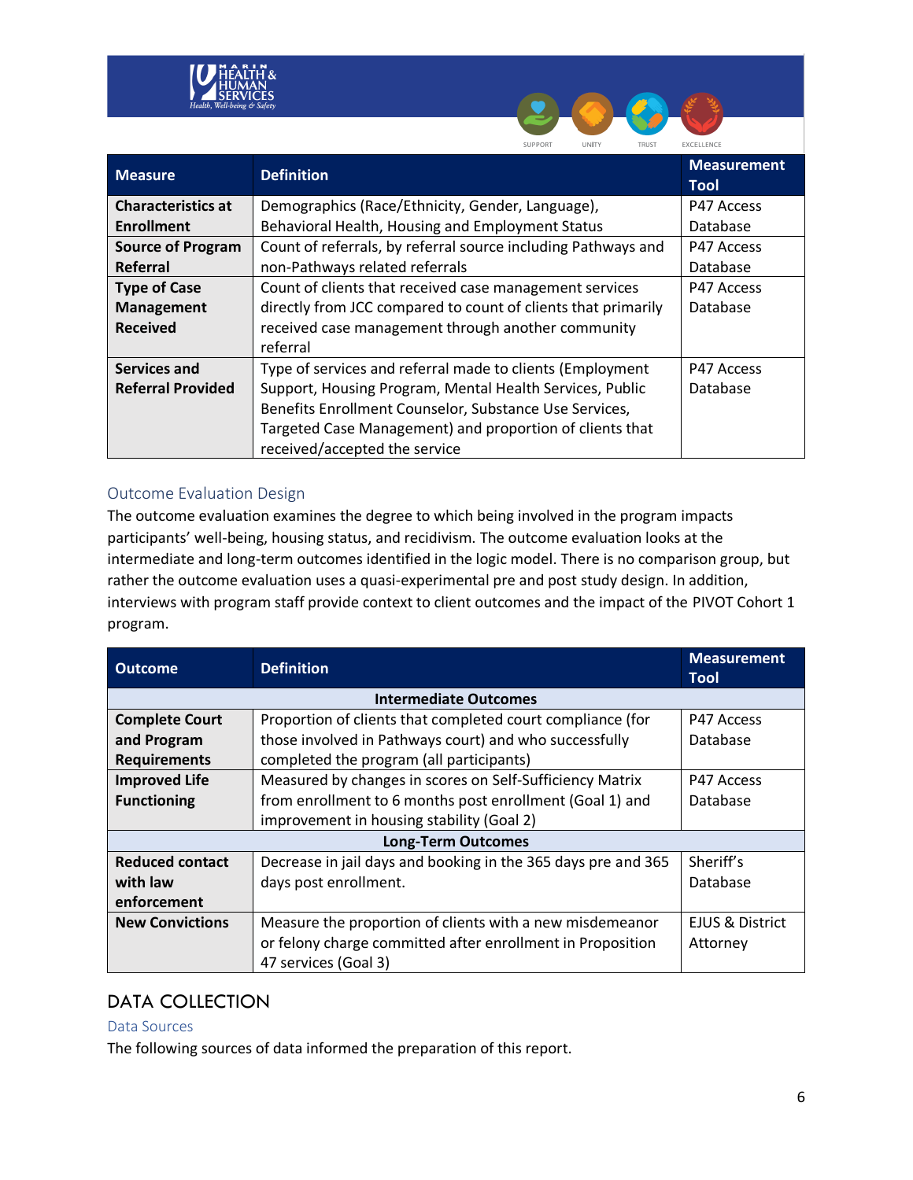| Measure | Definition | Measurement Tool |
|---|---|---|
| **Characteristics at Enrollment** | Demographics (Race/Ethnicity, Gender, Language), Behavioral Health, Housing and Employment Status | P47 Access Database |
| **Source of Program Referral** | Count of referrals, by referral source including Pathways and non-Pathways related referrals | P47 Access Database |
| **Type of Case Management Received** | Count of clients that received case management services directly from JCC compared to count of clients that primarily received case management through another community referral | P47 Access Database |
| **Services and Referral Provided** | Type of services and referral made to clients (Employment Support, Housing Program, Mental Health Services, Public Benefits Enrollment Counselor, Substance Use Services, Targeted Case Management) and proportion of clients that received/accepted the service | P47 Access Database |

### Outcome Evaluation Design

The outcome evaluation examines the degree to which being involved in the program impacts participants' well-being, housing status, and recidivism. The outcome evaluation looks at the intermediate and long-term outcomes identified in the logic model. There is no comparison group, but rather the outcome evaluation uses a quasi-experimental pre and post study design. In addition, interviews with program staff provide context to client outcomes and the impact of the PIVOT Cohort 1 program.

| Outcome | Definition | Measurement Tool |
|---|---|---|
| | **Intermediate Outcomes** | |
| **Complete Court and Program Requirements** | Proportion of clients that completed court compliance (for those involved in Pathways court) and who successfully completed the program (all participants) | P47 Access Database |
| **Improved Life Functioning** | Measured by changes in scores on Self-Sufficiency Matrix from enrollment to 6 months post enrollment (Goal 1) and improvement in housing stability (Goal 2) | P47 Access Database |
| | **Long-Term Outcomes** | |
| **Reduced contact with law enforcement** | Decrease in jail days and booking in the 365 days pre and 365 days post enrollment. | Sheriff's Database |
| **New Convictions** | Measure the proportion of clients with a new misdemeanor or felony charge committed after enrollment in Proposition 47 services (Goal 3) | EJUS & District Attorney |

## DATA COLLECTION

### Data Sources

The following sources of data informed the preparation of this report.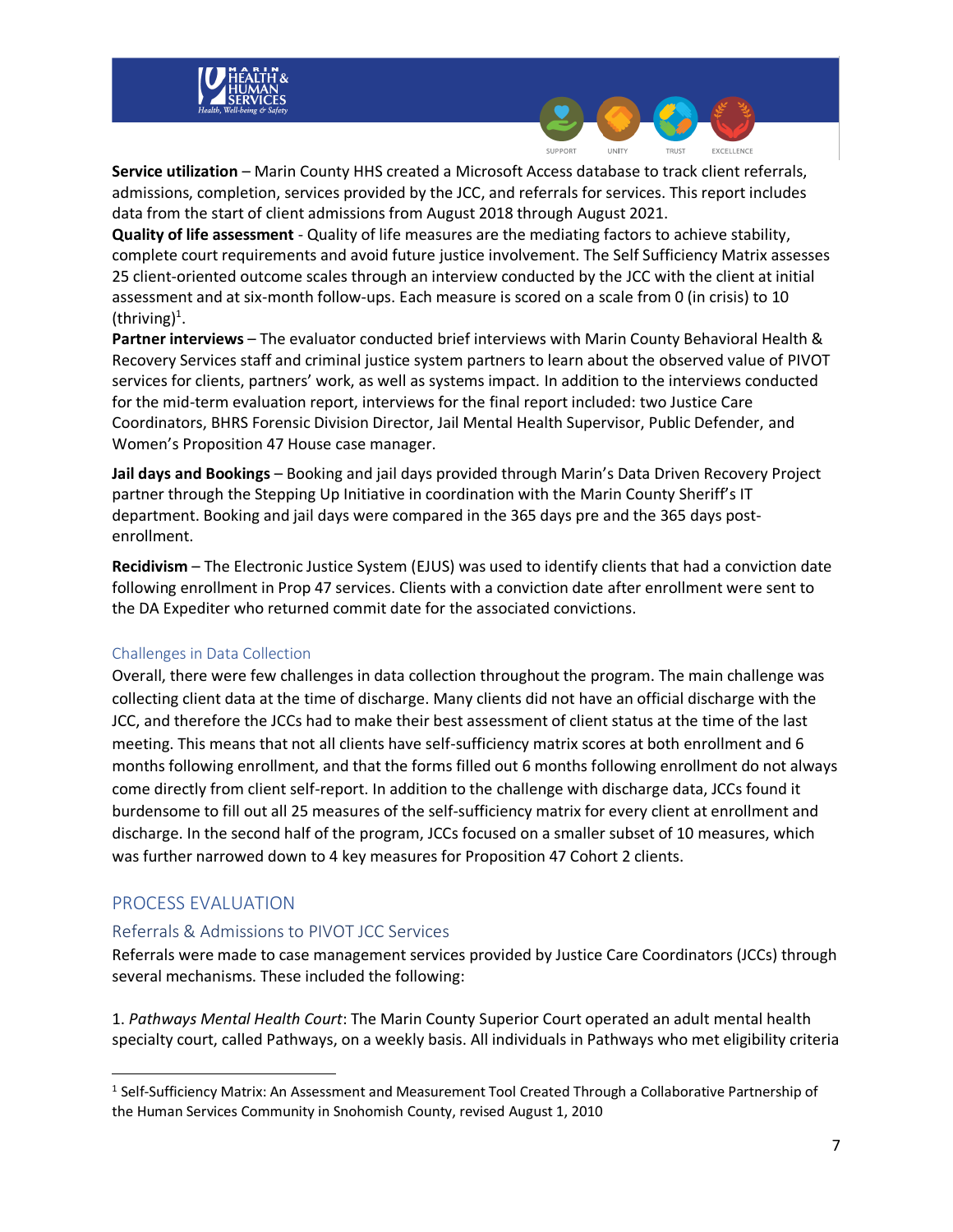**Service utilization** – Marin County HHS created a Microsoft Access database to track client referrals, admissions, completion, services provided by the JCC, and referrals for services. This report includes data from the start of client admissions from August 2018 through August 2021.

**Quality of life assessment** - Quality of life measures are the mediating factors to achieve stability, complete court requirements and avoid future justice involvement. The Self Sufficiency Matrix assesses 25 client-oriented outcome scales through an interview conducted by the JCC with the client at initial assessment and at six-month follow-ups. Each measure is scored on a scale from 0 (in crisis) to 10 (thriving)[1].

**Partner interviews** – The evaluator conducted brief interviews with Marin County Behavioral Health & Recovery Services staff and criminal justice system partners to learn about the observed value of PIVOT services for clients, partners' work, as well as systems impact. In addition to the interviews conducted for the mid-term evaluation report, interviews for the final report included: two Justice Care Coordinators, BHRS Forensic Division Director, Jail Mental Health Supervisor, Public Defender, and Women's Proposition 47 House case manager.

**Jail days and Bookings** – Booking and jail days provided through Marin's Data Driven Recovery Project partner through the Stepping Up Initiative in coordination with the Marin County Sheriff's IT department. Booking and jail days were compared in the 365 days pre and the 365 days post-enrollment.

**Recidivism** – The Electronic Justice System (EJUS) was used to identify clients that had a conviction date following enrollment in Prop 47 services. Clients with a conviction date after enrollment were sent to the DA Expediter who returned commit date for the associated convictions.

### Challenges in Data Collection

Overall, there were few challenges in data collection throughout the program. The main challenge was collecting client data at the time of discharge. Many clients did not have an official discharge with the JCC, and therefore the JCCs had to make their best assessment of client status at the time of the last meeting. This means that not all clients have self-sufficiency matrix scores at both enrollment and 6 months following enrollment, and that the forms filled out 6 months following enrollment do not always come directly from client self-report. In addition to the challenge with discharge data, JCCs found it burdensome to fill out all 25 measures of the self-sufficiency matrix for every client at enrollment and discharge. In the second half of the program, JCCs focused on a smaller subset of 10 measures, which was further narrowed down to 4 key measures for Proposition 47 Cohort 2 clients.

## PROCESS EVALUATION

### Referrals & Admissions to PIVOT JCC Services

Referrals were made to case management services provided by Justice Care Coordinators (JCCs) through several mechanisms. These included the following:

1. *Pathways Mental Health Court*: The Marin County Superior Court operated an adult mental health specialty court, called Pathways, on a weekly basis. All individuals in Pathways who met eligibility criteria

---

[1] Self-Sufficiency Matrix: An Assessment and Measurement Tool Created Through a Collaborative Partnership of the Human Services Community in Snohomish County, revised August 1, 2010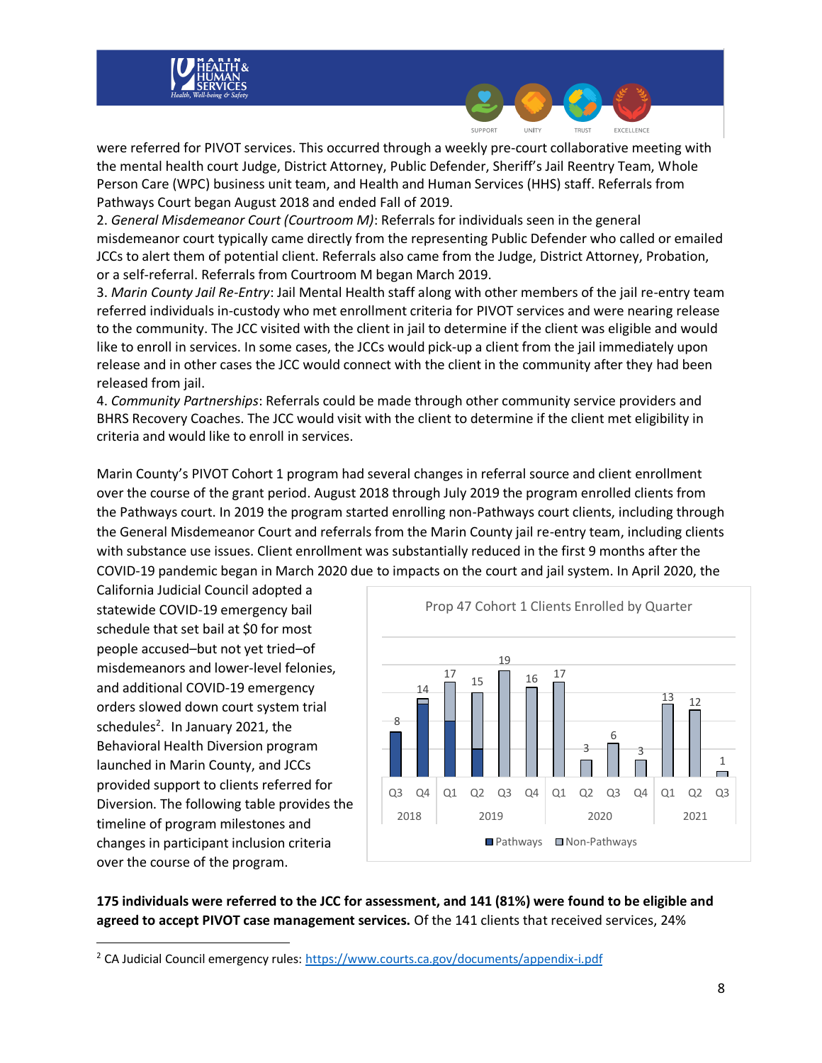were referred for PIVOT services. This occurred through a weekly pre-court collaborative meeting with the mental health court Judge, District Attorney, Public Defender, Sheriff's Jail Reentry Team, Whole Person Care (WPC) business unit team, and Health and Human Services (HHS) staff. Referrals from Pathways Court began August 2018 and ended Fall of 2019.

2. *General Misdemeanor Court (Courtroom M)*: Referrals for individuals seen in the general misdemeanor court typically came directly from the representing Public Defender who called or emailed JCCs to alert them of potential client. Referrals also came from the Judge, District Attorney, Probation, or a self-referral. Referrals from Courtroom M began March 2019.

3. *Marin County Jail Re-Entry*: Jail Mental Health staff along with other members of the jail re-entry team referred individuals in-custody who met enrollment criteria for PIVOT services and were nearing release to the community. The JCC visited with the client in jail to determine if the client was eligible and would like to enroll in services. In some cases, the JCCs would pick-up a client from the jail immediately upon release and in other cases the JCC would connect with the client in the community after they had been released from jail.

4. *Community Partnerships*: Referrals could be made through other community service providers and BHRS Recovery Coaches. The JCC would visit with the client to determine if the client met eligibility in criteria and would like to enroll in services.

Marin County's PIVOT Cohort 1 program had several changes in referral source and client enrollment over the course of the grant period. August 2018 through July 2019 the program enrolled clients from the Pathways court. In 2019 the program started enrolling non-Pathways court clients, including through the General Misdemeanor Court and referrals from the Marin County jail re-entry team, including clients with substance use issues. Client enrollment was substantially reduced in the first 9 months after the COVID-19 pandemic began in March 2020 due to impacts on the court and jail system. In April 2020, the California Judicial Council adopted a statewide COVID-19 emergency bail schedule that set bail at $0 for most people accused–but not yet tried–of misdemeanors and lower-level felonies, and additional COVID-19 emergency orders slowed down court system trial schedules[2]. In January 2021, the Behavioral Health Diversion program launched in Marin County, and JCCs provided support to clients referred for Diversion. The following table provides the timeline of program milestones and changes in participant inclusion criteria over the course of the program.

Prop 47 Cohort 1 Clients Enrolled by Quarter

8, 14, 17, 15, 19, 16, 17, 3, 6, 3, 13, 12, 1

Q3 Q4 | Q1 Q2 Q3 Q4 | Q1 Q2 Q3 Q4 | Q1 Q2 Q3

2018 | 2019 | 2020 | 2021

Pathways | Non-Pathways

**175 individuals were referred to the JCC for assessment, and 141 (81%) were found to be eligible and agreed to accept PIVOT case management services.** Of the 141 clients that received services, 24%

[2] CA Judicial Council emergency rules: https://www.courts.ca.gov/documents/appendix-i.pdf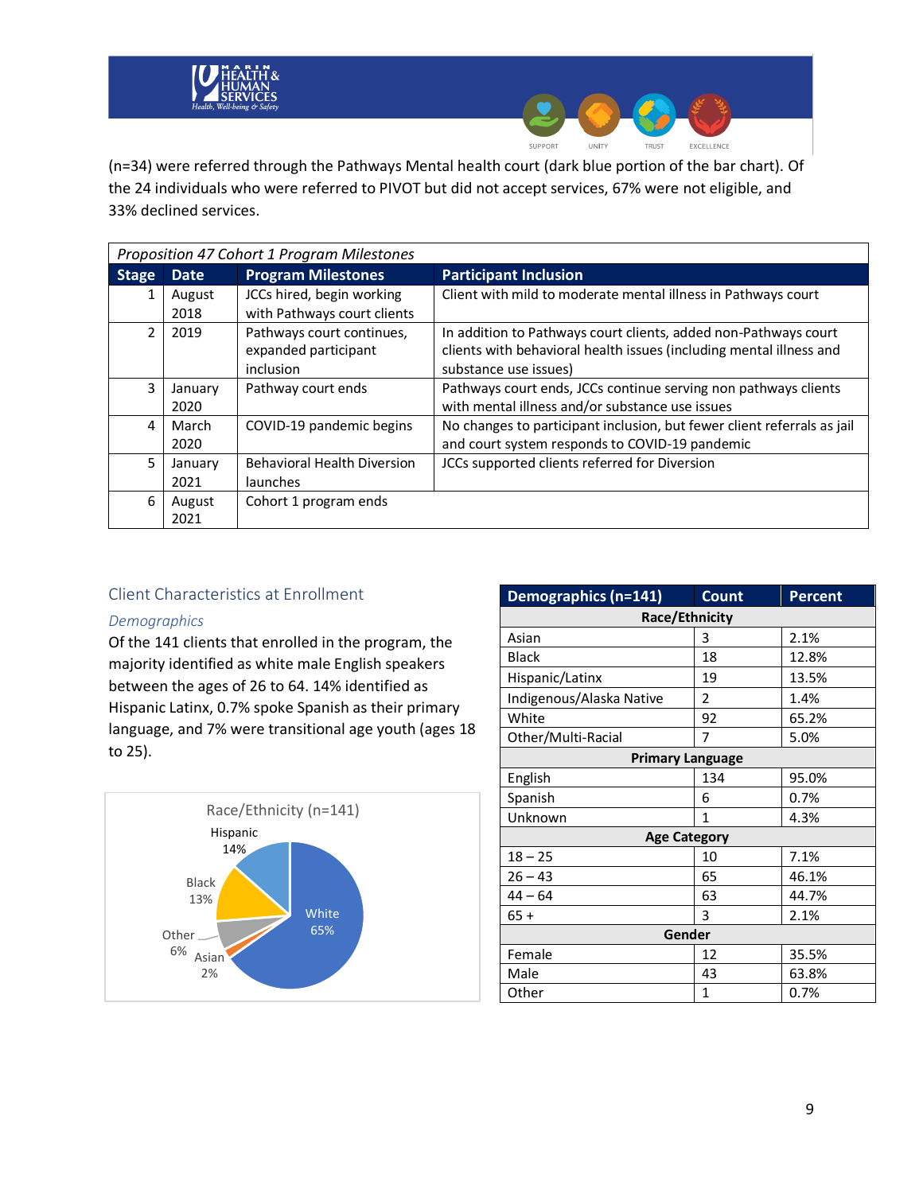(n=34) were referred through the Pathways Mental health court (dark blue portion of the bar chart). Of the 24 individuals who were referred to PIVOT but did not accept services, 67% were not eligible, and 33% declined services.

*Proposition 47 Cohort 1 Program Milestones*

| Stage | Date | Program Milestones | Participant Inclusion |
|---|---|---|---|
| 1 | August 2018 | JCCs hired, begin working with Pathways court clients | Client with mild to moderate mental illness in Pathways court |
| 2 | 2019 | Pathways court continues, expanded participant inclusion | In addition to Pathways court clients, added non-Pathways court clients with behavioral health issues (including mental illness and substance use issues) |
| 3 | January 2020 | Pathway court ends | Pathways court ends, JCCs continue serving non pathways clients with mental illness and/or substance use issues |
| 4 | March 2020 | COVID-19 pandemic begins | No changes to participant inclusion, but fewer client referrals as jail and court system responds to COVID-19 pandemic |
| 5 | January 2021 | Behavioral Health Diversion launches | JCCs supported clients referred for Diversion |
| 6 | August 2021 | Cohort 1 program ends | |

## Client Characteristics at Enrollment

### *Demographics*

Of the 141 clients that enrolled in the program, the majority identified as white male English speakers between the ages of 26 to 64. 14% identified as Hispanic Latinx, 0.7% spoke Spanish as their primary language, and 7% were transitional age youth (ages 18 to 25).

Race/Ethnicity (n=141)

Hispanic 14%

Black 13%

Other 6%

Asian 2%

White 65%

| Demographics (n=141) | Count | Percent |
|---|---|---|
| **Race/Ethnicity** | | |
| Asian | 3 | 2.1% |
| Black | 18 | 12.8% |
| Hispanic/Latinx | 19 | 13.5% |
| Indigenous/Alaska Native | 2 | 1.4% |
| White | 92 | 65.2% |
| Other/Multi-Racial | 7 | 5.0% |
| **Primary Language** | | |
| English | 134 | 95.0% |
| Spanish | 6 | 0.7% |
| Unknown | 1 | 4.3% |
| **Age Category** | | |
| 18 – 25 | 10 | 7.1% |
| 26 – 43 | 65 | 46.1% |
| 44 – 64 | 63 | 44.7% |
| 65 + | 3 | 2.1% |
| **Gender** | | |
| Female | 12 | 35.5% |
| Male | 43 | 63.8% |
| Other | 1 | 0.7% |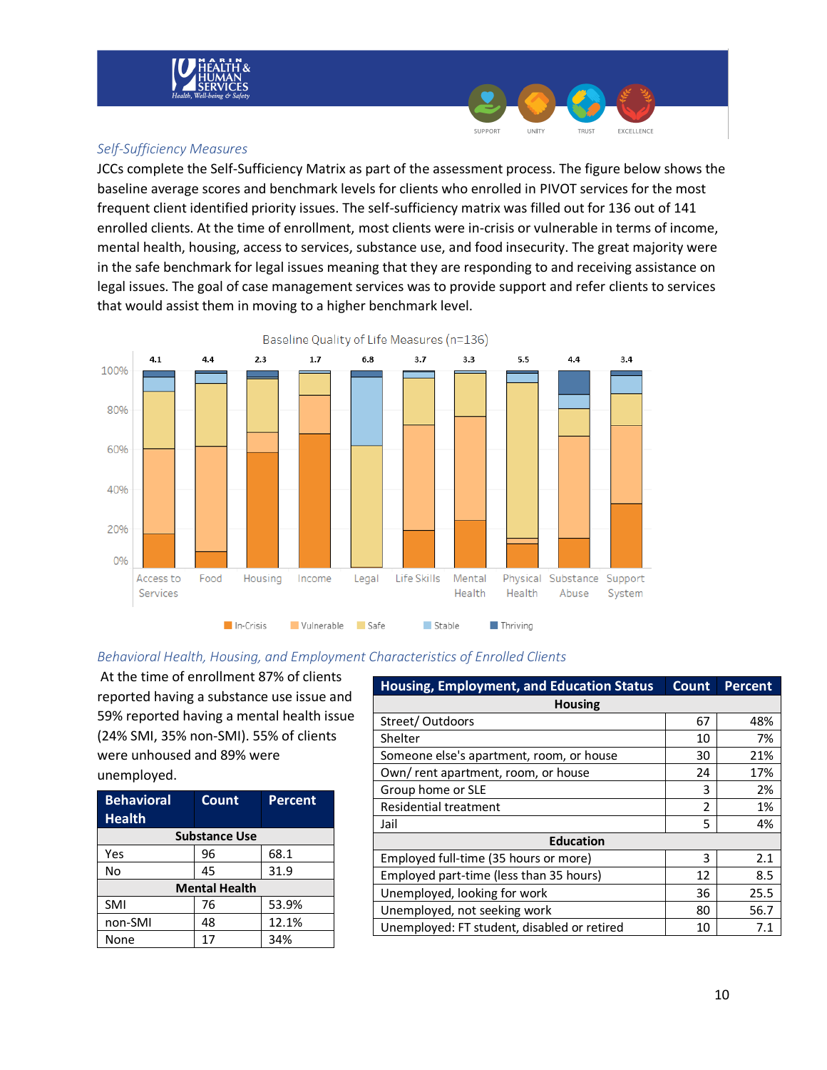### *Self-Sufficiency Measures*

JCCs complete the Self-Sufficiency Matrix as part of the assessment process. The figure below shows the baseline average scores and benchmark levels for clients who enrolled in PIVOT services for the most frequent client identified priority issues. The self-sufficiency matrix was filled out for 136 out of 141 enrolled clients. At the time of enrollment, most clients were in-crisis or vulnerable in terms of income, mental health, housing, access to services, substance use, and food insecurity. The great majority were in the safe benchmark for legal issues meaning that they are responding to and receiving assistance on legal issues. The goal of case management services was to provide support and refer clients to services that would assist them in moving to a higher benchmark level.

Baseline Quality of Life Measures (n=136)

4.1 4.4 2.3 1.7 6.8 3.7 3.3 5.5 4.4 3.4

100% 80% 60% 40% 20% 0%

Access to Services, Food, Housing, Income, Legal, Life Skills, Mental Health, Physical Health, Substance Abuse, Support System

In-Crisis, Vulnerable, Safe, Stable, Thriving

### *Behavioral Health, Housing, and Employment Characteristics of Enrolled Clients*

At the time of enrollment 87% of clients reported having a substance use issue and 59% reported having a mental health issue (24% SMI, 35% non-SMI). 55% of clients were unhoused and 89% were unemployed.

| Behavioral Health | Count | Percent |
|---|---|---|
| **Substance Use** | | |
| Yes | 96 | 68.1 |
| No | 45 | 31.9 |
| **Mental Health** | | |
| SMI | 76 | 53.9% |
| non-SMI | 48 | 12.1% |
| None | 17 | 34% |

| Housing, Employment, and Education Status | Count | Percent |
|---|---|---|
| **Housing** | | |
| Street/ Outdoors | 67 | 48% |
| Shelter | 10 | 7% |
| Someone else's apartment, room, or house | 30 | 21% |
| Own/ rent apartment, room, or house | 24 | 17% |
| Group home or SLE | 3 | 2% |
| Residential treatment | 2 | 1% |
| Jail | 5 | 4% |
| **Education** | | |
| Employed full-time (35 hours or more) | 3 | 2.1 |
| Employed part-time (less than 35 hours) | 12 | 8.5 |
| Unemployed, looking for work | 36 | 25.5 |
| Unemployed, not seeking work | 80 | 56.7 |
| Unemployed: FT student, disabled or retired | 10 | 7.1 |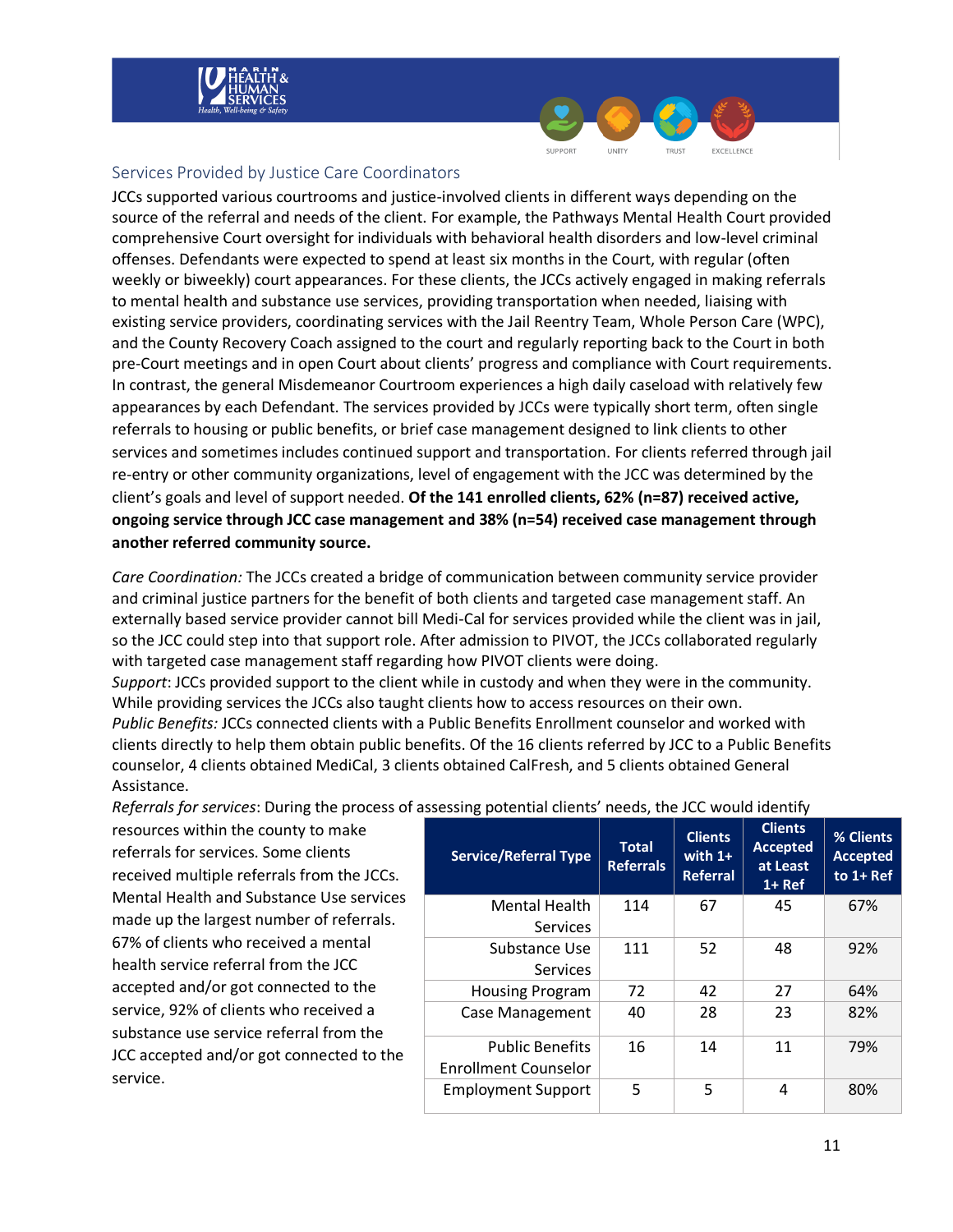## Services Provided by Justice Care Coordinators

JCCs supported various courtrooms and justice-involved clients in different ways depending on the source of the referral and needs of the client. For example, the Pathways Mental Health Court provided comprehensive Court oversight for individuals with behavioral health disorders and low-level criminal offenses. Defendants were expected to spend at least six months in the Court, with regular (often weekly or biweekly) court appearances. For these clients, the JCCs actively engaged in making referrals to mental health and substance use services, providing transportation when needed, liaising with existing service providers, coordinating services with the Jail Reentry Team, Whole Person Care (WPC), and the County Recovery Coach assigned to the court and regularly reporting back to the Court in both pre-Court meetings and in open Court about clients' progress and compliance with Court requirements. In contrast, the general Misdemeanor Courtroom experiences a high daily caseload with relatively few appearances by each Defendant. The services provided by JCCs were typically short term, often single referrals to housing or public benefits, or brief case management designed to link clients to other services and sometimes includes continued support and transportation. For clients referred through jail re-entry or other community organizations, level of engagement with the JCC was determined by the client's goals and level of support needed. **Of the 141 enrolled clients, 62% (n=87) received active, ongoing service through JCC case management and 38% (n=54) received case management through another referred community source.**

*Care Coordination:* The JCCs created a bridge of communication between community service provider and criminal justice partners for the benefit of both clients and targeted case management staff. An externally based service provider cannot bill Medi-Cal for services provided while the client was in jail, so the JCC could step into that support role. After admission to PIVOT, the JCCs collaborated regularly with targeted case management staff regarding how PIVOT clients were doing.

*Support*: JCCs provided support to the client while in custody and when they were in the community. While providing services the JCCs also taught clients how to access resources on their own.

*Public Benefits:* JCCs connected clients with a Public Benefits Enrollment counselor and worked with clients directly to help them obtain public benefits. Of the 16 clients referred by JCC to a Public Benefits counselor, 4 clients obtained MediCal, 3 clients obtained CalFresh, and 5 clients obtained General Assistance.

*Referrals for services*: During the process of assessing potential clients' needs, the JCC would identify resources within the county to make referrals for services. Some clients received multiple referrals from the JCCs. Mental Health and Substance Use services made up the largest number of referrals. 67% of clients who received a mental health service referral from the JCC accepted and/or got connected to the service, 92% of clients who received a substance use service referral from the JCC accepted and/or got connected to the service.

| Service/Referral Type | Total Referrals | Clients with 1+ Referral | Clients Accepted at Least 1+ Ref | % Clients Accepted to 1+ Ref |
|---|---|---|---|---|
| Mental Health Services | 114 | 67 | 45 | 67% |
| Substance Use Services | 111 | 52 | 48 | 92% |
| Housing Program | 72 | 42 | 27 | 64% |
| Case Management | 40 | 28 | 23 | 82% |
| Public Benefits Enrollment Counselor | 16 | 14 | 11 | 79% |
| Employment Support | 5 | 5 | 4 | 80% |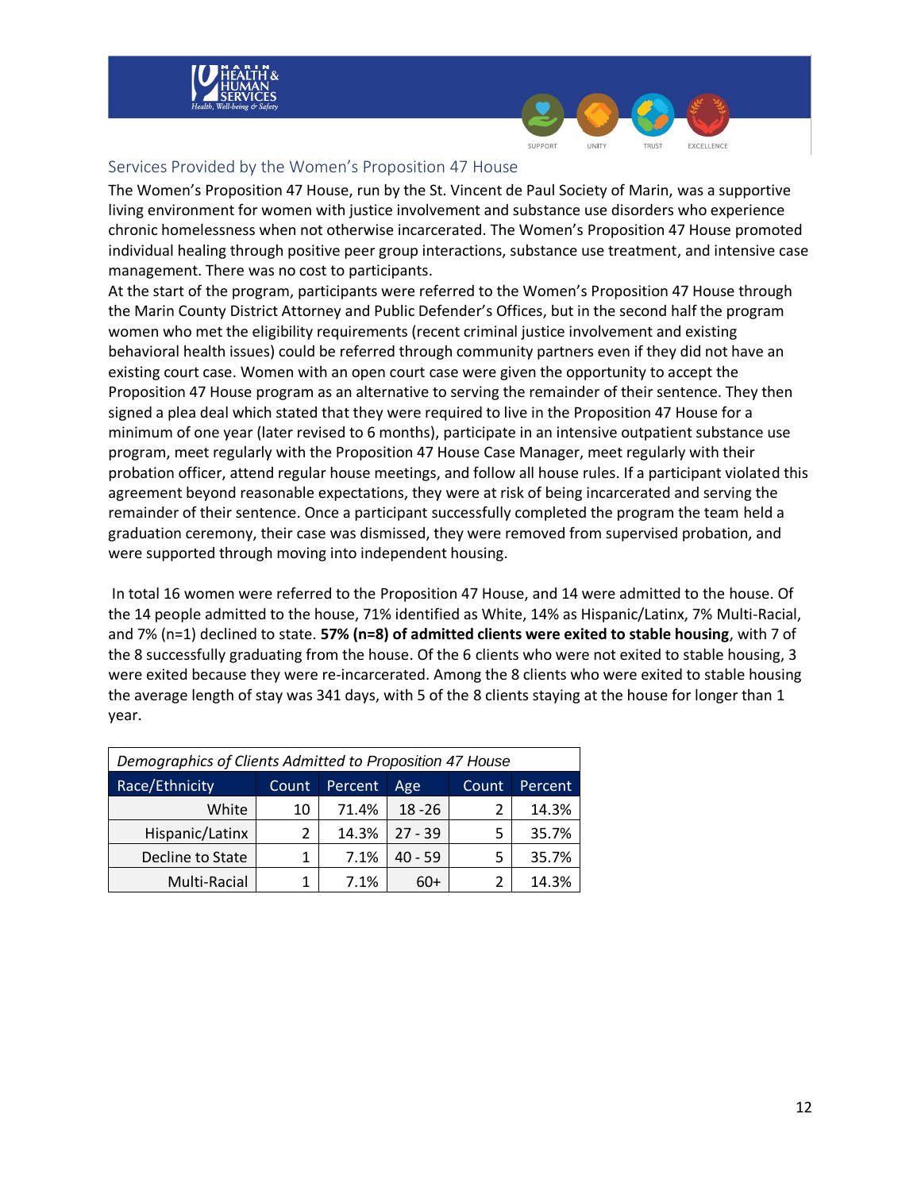## Services Provided by the Women's Proposition 47 House

The Women's Proposition 47 House, run by the St. Vincent de Paul Society of Marin, was a supportive living environment for women with justice involvement and substance use disorders who experience chronic homelessness when not otherwise incarcerated. The Women's Proposition 47 House promoted individual healing through positive peer group interactions, substance use treatment, and intensive case management. There was no cost to participants.

At the start of the program, participants were referred to the Women's Proposition 47 House through the Marin County District Attorney and Public Defender's Offices, but in the second half the program women who met the eligibility requirements (recent criminal justice involvement and existing behavioral health issues) could be referred through community partners even if they did not have an existing court case. Women with an open court case were given the opportunity to accept the Proposition 47 House program as an alternative to serving the remainder of their sentence. They then signed a plea deal which stated that they were required to live in the Proposition 47 House for a minimum of one year (later revised to 6 months), participate in an intensive outpatient substance use program, meet regularly with the Proposition 47 House Case Manager, meet regularly with their probation officer, attend regular house meetings, and follow all house rules. If a participant violated this agreement beyond reasonable expectations, they were at risk of being incarcerated and serving the remainder of their sentence. Once a participant successfully completed the program the team held a graduation ceremony, their case was dismissed, they were removed from supervised probation, and were supported through moving into independent housing.

In total 16 women were referred to the Proposition 47 House, and 14 were admitted to the house. Of the 14 people admitted to the house, 71% identified as White, 14% as Hispanic/Latinx, 7% Multi-Racial, and 7% (n=1) declined to state. **57% (n=8) of admitted clients were exited to stable housing**, with 7 of the 8 successfully graduating from the house. Of the 6 clients who were not exited to stable housing, 3 were exited because they were re-incarcerated. Among the 8 clients who were exited to stable housing the average length of stay was 341 days, with 5 of the 8 clients staying at the house for longer than 1 year.

*Demographics of Clients Admitted to Proposition 47 House*

| Race/Ethnicity | Count | Percent | Age | Count | Percent |
|---|---|---|---|---|---|
| White | 10 | 71.4% | 18 -26 | 2 | 14.3% |
| Hispanic/Latinx | 2 | 14.3% | 27 - 39 | 5 | 35.7% |
| Decline to State | 1 | 7.1% | 40 - 59 | 5 | 35.7% |
| Multi-Racial | 1 | 7.1% | 60+ | 2 | 14.3% |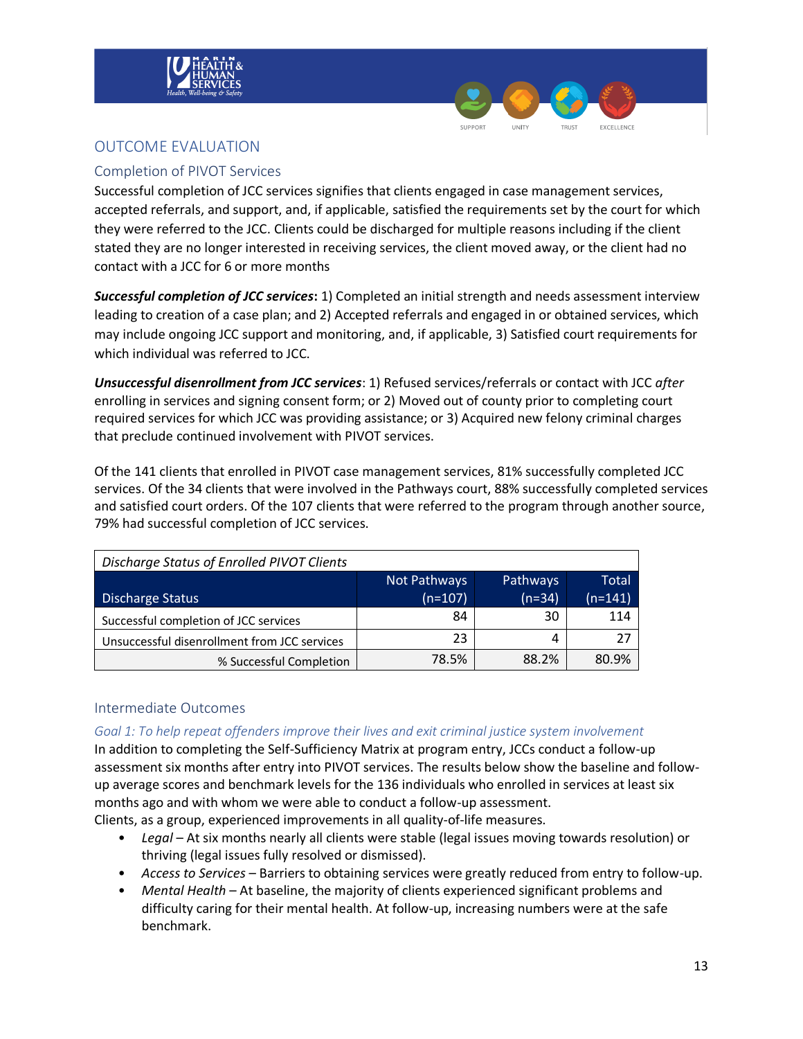## OUTCOME EVALUATION

### Completion of PIVOT Services

Successful completion of JCC services signifies that clients engaged in case management services, accepted referrals, and support, and, if applicable, satisfied the requirements set by the court for which they were referred to the JCC. Clients could be discharged for multiple reasons including if the client stated they are no longer interested in receiving services, the client moved away, or the client had no contact with a JCC for 6 or more months

***Successful completion of JCC services*:** 1) Completed an initial strength and needs assessment interview leading to creation of a case plan; and 2) Accepted referrals and engaged in or obtained services, which may include ongoing JCC support and monitoring, and, if applicable, 3) Satisfied court requirements for which individual was referred to JCC.

***Unsuccessful disenrollment from JCC services***: 1) Refused services/referrals or contact with JCC *after* enrolling in services and signing consent form; or 2) Moved out of county prior to completing court required services for which JCC was providing assistance; or 3) Acquired new felony criminal charges that preclude continued involvement with PIVOT services.

Of the 141 clients that enrolled in PIVOT case management services, 81% successfully completed JCC services. Of the 34 clients that were involved in the Pathways court, 88% successfully completed services and satisfied court orders. Of the 107 clients that were referred to the program through another source, 79% had successful completion of JCC services.

*Discharge Status of Enrolled PIVOT Clients*

| Discharge Status | Not Pathways (n=107) | Pathways (n=34) | Total (n=141) |
|---|---|---|---|
| Successful completion of JCC services | 84 | 30 | 114 |
| Unsuccessful disenrollment from JCC services | 23 | 4 | 27 |
| % Successful Completion | 78.5% | 88.2% | 80.9% |

### Intermediate Outcomes

*Goal 1: To help repeat offenders improve their lives and exit criminal justice system involvement*

In addition to completing the Self-Sufficiency Matrix at program entry, JCCs conduct a follow-up assessment six months after entry into PIVOT services. The results below show the baseline and follow-up average scores and benchmark levels for the 136 individuals who enrolled in services at least six months ago and with whom we were able to conduct a follow-up assessment.

Clients, as a group, experienced improvements in all quality-of-life measures.

- *Legal* – At six months nearly all clients were stable (legal issues moving towards resolution) or thriving (legal issues fully resolved or dismissed).
- *Access to Services* – Barriers to obtaining services were greatly reduced from entry to follow-up.
- *Mental Health* – At baseline, the majority of clients experienced significant problems and difficulty caring for their mental health. At follow-up, increasing numbers were at the safe benchmark.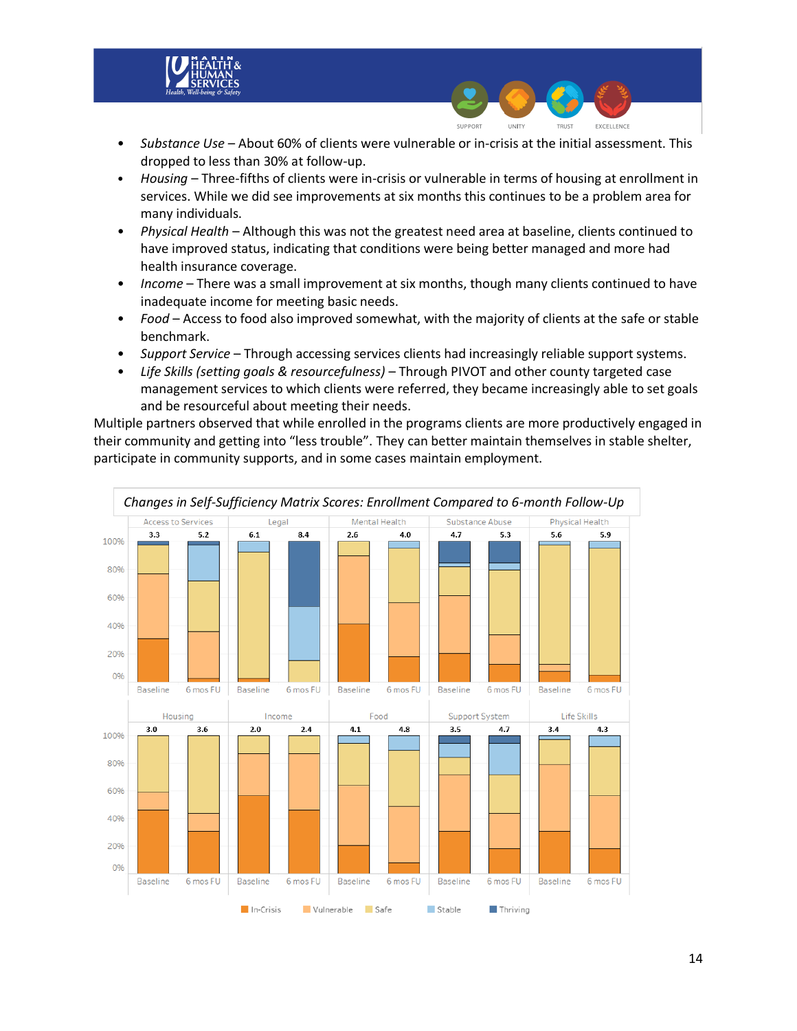- *Substance Use* – About 60% of clients were vulnerable or in-crisis at the initial assessment. This dropped to less than 30% at follow-up.
- *Housing* – Three-fifths of clients were in-crisis or vulnerable in terms of housing at enrollment in services. While we did see improvements at six months this continues to be a problem area for many individuals.
- *Physical Health* – Although this was not the greatest need area at baseline, clients continued to have improved status, indicating that conditions were being better managed and more had health insurance coverage.
- *Income* – There was a small improvement at six months, though many clients continued to have inadequate income for meeting basic needs.
- *Food* – Access to food also improved somewhat, with the majority of clients at the safe or stable benchmark.
- *Support Service* – Through accessing services clients had increasingly reliable support systems.
- *Life Skills (setting goals & resourcefulness)* – Through PIVOT and other county targeted case management services to which clients were referred, they became increasingly able to set goals and be resourceful about meeting their needs.

Multiple partners observed that while enrolled in the programs clients are more productively engaged in their community and getting into "less trouble". They can better maintain themselves in stable shelter, participate in community supports, and in some cases maintain employment.

*Changes in Self-Sufficiency Matrix Scores: Enrollment Compared to 6-month Follow-Up*

Access to Services: 3.3 Baseline, 5.2 6 mos FU
Legal: 6.1 Baseline, 8.4 6 mos FU
Mental Health: 2.6 Baseline, 4.0 6 mos FU
Substance Abuse: 4.7 Baseline, 5.3 6 mos FU
Physical Health: 5.6 Baseline, 5.9 6 mos FU

Housing: 3.0 Baseline, 3.6 6 mos FU
Income: 2.0 Baseline, 2.4 6 mos FU
Food: 4.1 Baseline, 4.8 6 mos FU
Support System: 3.5 Baseline, 4.7 6 mos FU
Life Skills: 3.4 Baseline, 4.3 6 mos FU

100%
80%
60%
40%
20%
0%

In-Crisis
Vulnerable
Safe
Stable
Thriving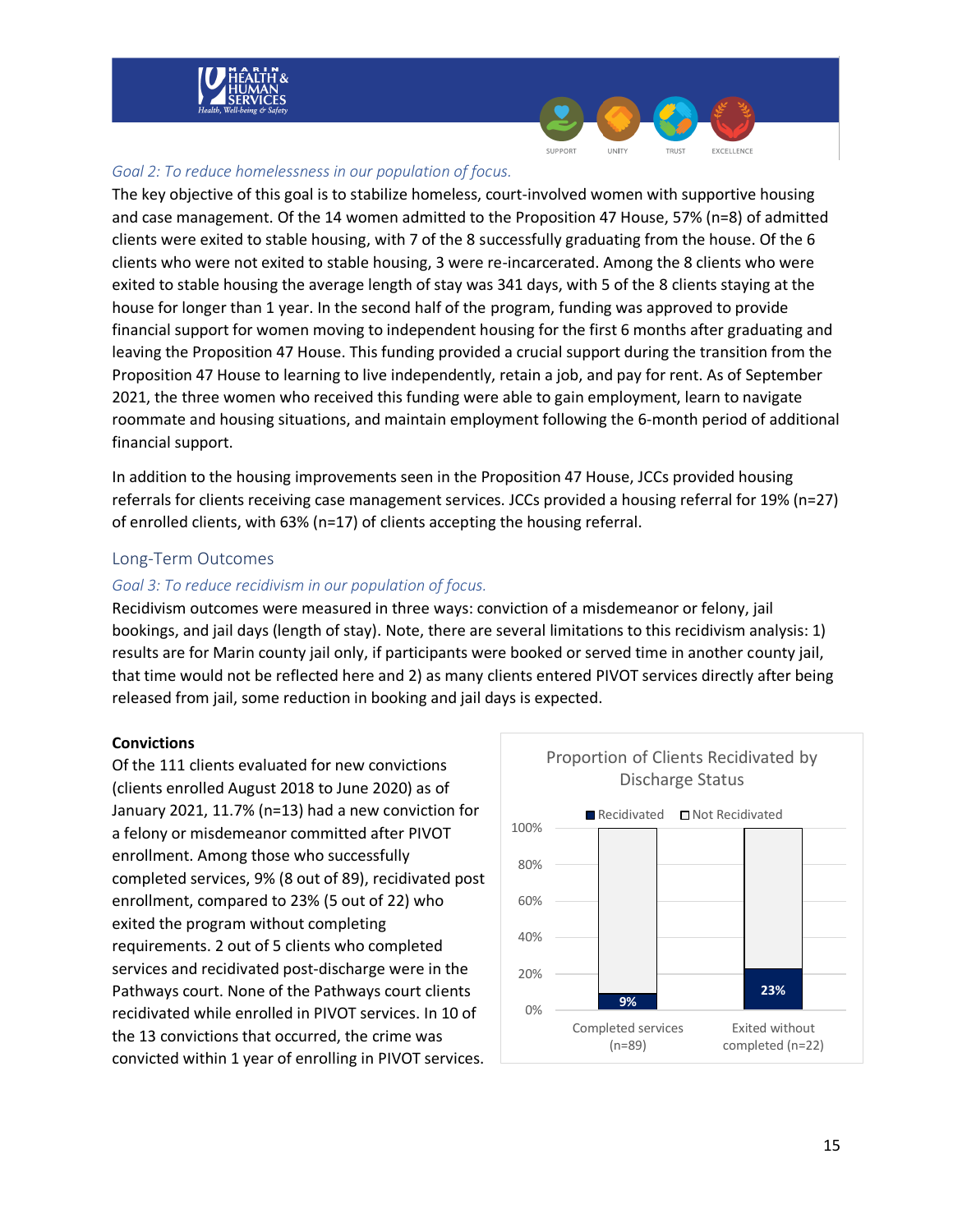*Goal 2: To reduce homelessness in our population of focus.*

The key objective of this goal is to stabilize homeless, court-involved women with supportive housing and case management. Of the 14 women admitted to the Proposition 47 House, 57% (n=8) of admitted clients were exited to stable housing, with 7 of the 8 successfully graduating from the house. Of the 6 clients who were not exited to stable housing, 3 were re-incarcerated. Among the 8 clients who were exited to stable housing the average length of stay was 341 days, with 5 of the 8 clients staying at the house for longer than 1 year. In the second half of the program, funding was approved to provide financial support for women moving to independent housing for the first 6 months after graduating and leaving the Proposition 47 House. This funding provided a crucial support during the transition from the Proposition 47 House to learning to live independently, retain a job, and pay for rent. As of September 2021, the three women who received this funding were able to gain employment, learn to navigate roommate and housing situations, and maintain employment following the 6-month period of additional financial support.

In addition to the housing improvements seen in the Proposition 47 House, JCCs provided housing referrals for clients receiving case management services. JCCs provided a housing referral for 19% (n=27) of enrolled clients, with 63% (n=17) of clients accepting the housing referral.

## Long-Term Outcomes

*Goal 3: To reduce recidivism in our population of focus.*

Recidivism outcomes were measured in three ways: conviction of a misdemeanor or felony, jail bookings, and jail days (length of stay). Note, there are several limitations to this recidivism analysis: 1) results are for Marin county jail only, if participants were booked or served time in another county jail, that time would not be reflected here and 2) as many clients entered PIVOT services directly after being released from jail, some reduction in booking and jail days is expected.

**Convictions**

Of the 111 clients evaluated for new convictions (clients enrolled August 2018 to June 2020) as of January 2021, 11.7% (n=13) had a new conviction for a felony or misdemeanor committed after PIVOT enrollment. Among those who successfully completed services, 9% (8 out of 89), recidivated post enrollment, compared to 23% (5 out of 22) who exited the program without completing requirements. 2 out of 5 clients who completed services and recidivated post-discharge were in the Pathways court. None of the Pathways court clients recidivated while enrolled in PIVOT services. In 10 of the 13 convictions that occurred, the crime was convicted within 1 year of enrolling in PIVOT services.

Proportion of Clients Recidivated by Discharge Status

Recidivated
Not Recidivated

100%
80%
60%
40%
20%
0%

9%
23%

Completed services (n=89)
Exited without completed (n=22)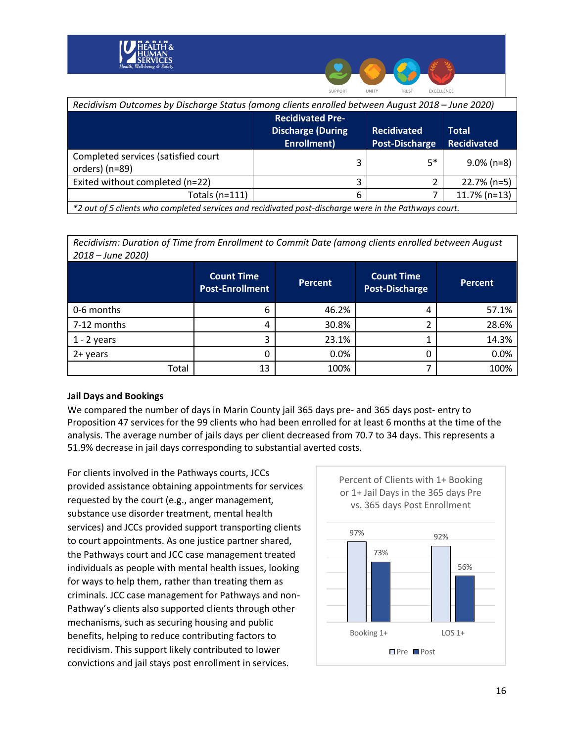| *Recidivism Outcomes by Discharge Status (among clients enrolled between August 2018 – June 2020)* | | | |
|---|---|---|---|
| | **Recidivated Pre-Discharge (During Enrollment)** | **Recidivated Post-Discharge** | **Total Recidivated** |
| Completed services (satisfied court orders) (n=89) | 3 | 5* | 9.0% (n=8) |
| Exited without completed (n=22) | 3 | 2 | 22.7% (n=5) |
| Totals (n=111) | 6 | 7 | 11.7% (n=13) |

*\*2 out of 5 clients who completed services and recidivated post-discharge were in the Pathways court.*

| *Recidivism: Duration of Time from Enrollment to Commit Date (among clients enrolled between August 2018 – June 2020)* | | | | |
|---|---|---|---|---|
| | **Count Time Post-Enrollment** | **Percent** | **Count Time Post-Discharge** | **Percent** |
| 0-6 months | 6 | 46.2% | 4 | 57.1% |
| 7-12 months | 4 | 30.8% | 2 | 28.6% |
| 1 - 2 years | 3 | 23.1% | 1 | 14.3% |
| 2+ years | 0 | 0.0% | 0 | 0.0% |
| Total | 13 | 100% | 7 | 100% |

**Jail Days and Bookings**

We compared the number of days in Marin County jail 365 days pre- and 365 days post- entry to Proposition 47 services for the 99 clients who had been enrolled for at least 6 months at the time of the analysis. The average number of jails days per client decreased from 70.7 to 34 days. This represents a 51.9% decrease in jail days corresponding to substantial averted costs.

For clients involved in the Pathways courts, JCCs provided assistance obtaining appointments for services requested by the court (e.g., anger management, substance use disorder treatment, mental health services) and JCCs provided support transporting clients to court appointments. As one justice partner shared, the Pathways court and JCC case management treated individuals as people with mental health issues, looking for ways to help them, rather than treating them as criminals. JCC case management for Pathways and non-Pathway's clients also supported clients through other mechanisms, such as securing housing and public benefits, helping to reduce contributing factors to recidivism. This support likely contributed to lower convictions and jail stays post enrollment in services.

Percent of Clients with 1+ Booking or 1+ Jail Days in the 365 days Pre vs. 365 days Post Enrollment

97%
73%
92%
56%

Booking 1+
LOS 1+

Pre
Post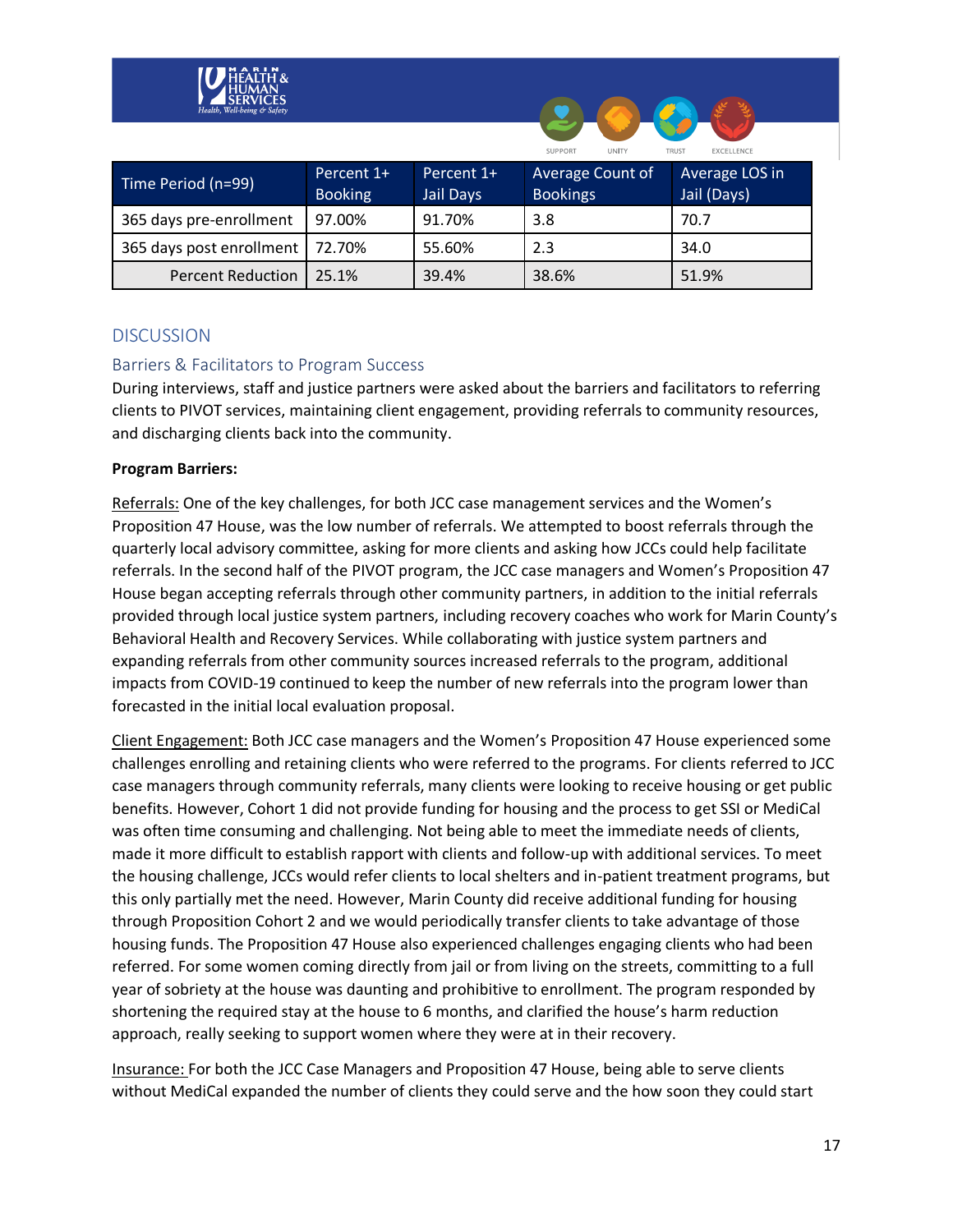| Time Period (n=99) | Percent 1+ Booking | Percent 1+ Jail Days | Average Count of Bookings | Average LOS in Jail (Days) |
|---|---|---|---|---|
| 365 days pre-enrollment | 97.00% | 91.70% | 3.8 | 70.7 |
| 365 days post enrollment | 72.70% | 55.60% | 2.3 | 34.0 |
| Percent Reduction | 25.1% | 39.4% | 38.6% | 51.9% |

## DISCUSSION

### Barriers & Facilitators to Program Success

During interviews, staff and justice partners were asked about the barriers and facilitators to referring clients to PIVOT services, maintaining client engagement, providing referrals to community resources, and discharging clients back into the community.

**Program Barriers:**

Referrals: One of the key challenges, for both JCC case management services and the Women's Proposition 47 House, was the low number of referrals. We attempted to boost referrals through the quarterly local advisory committee, asking for more clients and asking how JCCs could help facilitate referrals. In the second half of the PIVOT program, the JCC case managers and Women's Proposition 47 House began accepting referrals through other community partners, in addition to the initial referrals provided through local justice system partners, including recovery coaches who work for Marin County's Behavioral Health and Recovery Services. While collaborating with justice system partners and expanding referrals from other community sources increased referrals to the program, additional impacts from COVID-19 continued to keep the number of new referrals into the program lower than forecasted in the initial local evaluation proposal.

Client Engagement: Both JCC case managers and the Women's Proposition 47 House experienced some challenges enrolling and retaining clients who were referred to the programs. For clients referred to JCC case managers through community referrals, many clients were looking to receive housing or get public benefits. However, Cohort 1 did not provide funding for housing and the process to get SSI or MediCal was often time consuming and challenging. Not being able to meet the immediate needs of clients, made it more difficult to establish rapport with clients and follow-up with additional services. To meet the housing challenge, JCCs would refer clients to local shelters and in-patient treatment programs, but this only partially met the need. However, Marin County did receive additional funding for housing through Proposition Cohort 2 and we would periodically transfer clients to take advantage of those housing funds. The Proposition 47 House also experienced challenges engaging clients who had been referred. For some women coming directly from jail or from living on the streets, committing to a full year of sobriety at the house was daunting and prohibitive to enrollment. The program responded by shortening the required stay at the house to 6 months, and clarified the house's harm reduction approach, really seeking to support women where they were at in their recovery.

Insurance: For both the JCC Case Managers and Proposition 47 House, being able to serve clients without MediCal expanded the number of clients they could serve and the how soon they could start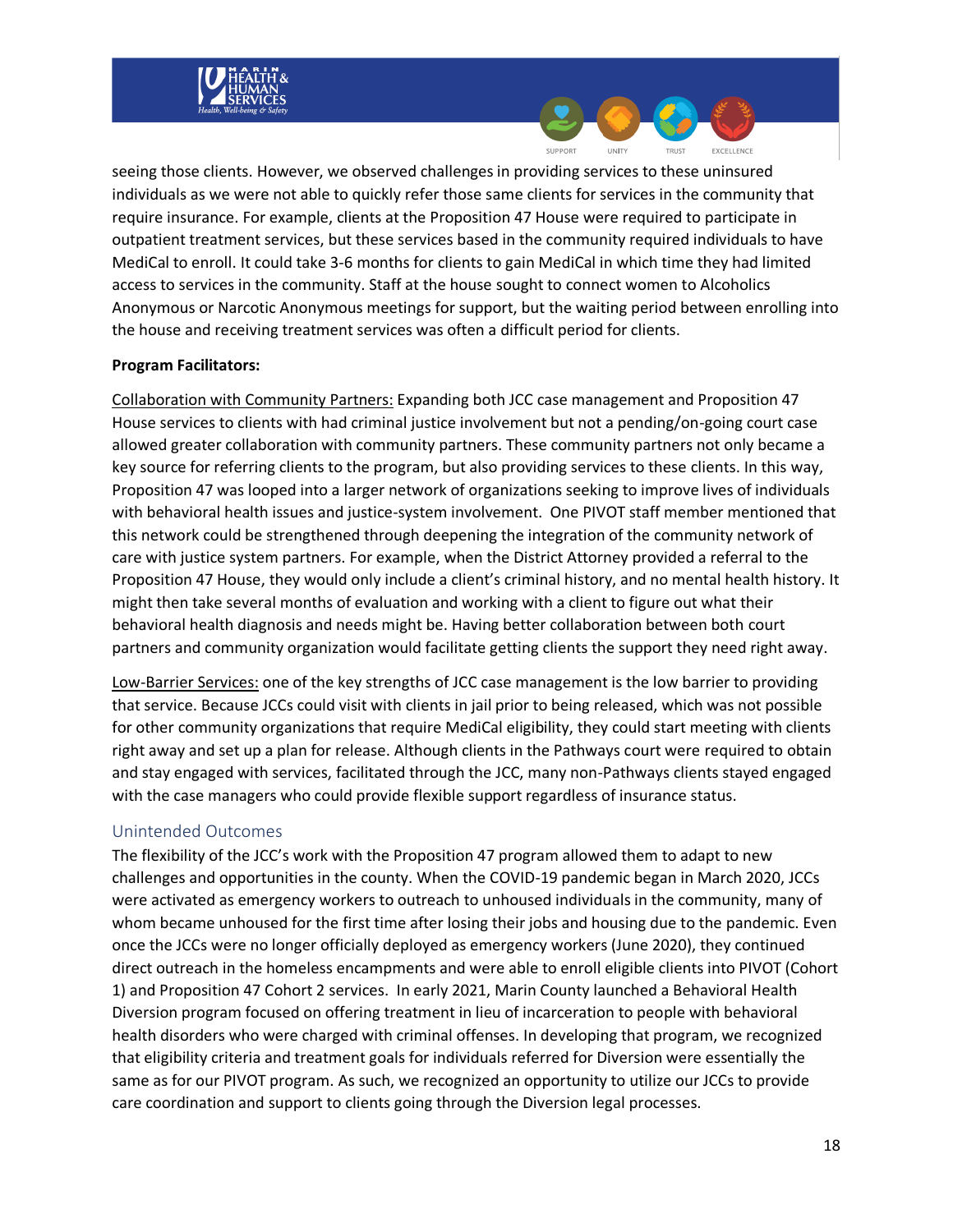seeing those clients. However, we observed challenges in providing services to these uninsured individuals as we were not able to quickly refer those same clients for services in the community that require insurance. For example, clients at the Proposition 47 House were required to participate in outpatient treatment services, but these services based in the community required individuals to have MediCal to enroll. It could take 3-6 months for clients to gain MediCal in which time they had limited access to services in the community. Staff at the house sought to connect women to Alcoholics Anonymous or Narcotic Anonymous meetings for support, but the waiting period between enrolling into the house and receiving treatment services was often a difficult period for clients.

**Program Facilitators:**

Collaboration with Community Partners: Expanding both JCC case management and Proposition 47 House services to clients with had criminal justice involvement but not a pending/on-going court case allowed greater collaboration with community partners. These community partners not only became a key source for referring clients to the program, but also providing services to these clients. In this way, Proposition 47 was looped into a larger network of organizations seeking to improve lives of individuals with behavioral health issues and justice-system involvement. One PIVOT staff member mentioned that this network could be strengthened through deepening the integration of the community network of care with justice system partners. For example, when the District Attorney provided a referral to the Proposition 47 House, they would only include a client's criminal history, and no mental health history. It might then take several months of evaluation and working with a client to figure out what their behavioral health diagnosis and needs might be. Having better collaboration between both court partners and community organization would facilitate getting clients the support they need right away.

Low-Barrier Services: one of the key strengths of JCC case management is the low barrier to providing that service. Because JCCs could visit with clients in jail prior to being released, which was not possible for other community organizations that require MediCal eligibility, they could start meeting with clients right away and set up a plan for release. Although clients in the Pathways court were required to obtain and stay engaged with services, facilitated through the JCC, many non-Pathways clients stayed engaged with the case managers who could provide flexible support regardless of insurance status.

## Unintended Outcomes

The flexibility of the JCC's work with the Proposition 47 program allowed them to adapt to new challenges and opportunities in the county. When the COVID-19 pandemic began in March 2020, JCCs were activated as emergency workers to outreach to unhoused individuals in the community, many of whom became unhoused for the first time after losing their jobs and housing due to the pandemic. Even once the JCCs were no longer officially deployed as emergency workers (June 2020), they continued direct outreach in the homeless encampments and were able to enroll eligible clients into PIVOT (Cohort 1) and Proposition 47 Cohort 2 services. In early 2021, Marin County launched a Behavioral Health Diversion program focused on offering treatment in lieu of incarceration to people with behavioral health disorders who were charged with criminal offenses. In developing that program, we recognized that eligibility criteria and treatment goals for individuals referred for Diversion were essentially the same as for our PIVOT program. As such, we recognized an opportunity to utilize our JCCs to provide care coordination and support to clients going through the Diversion legal processes.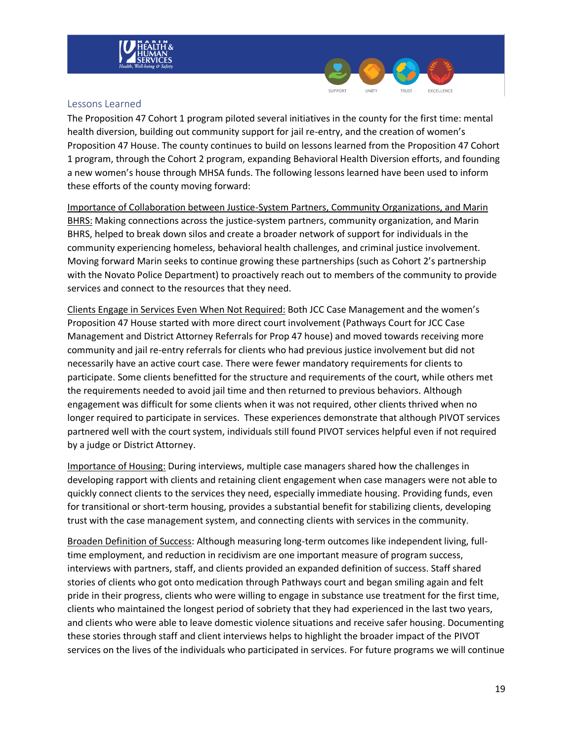## Lessons Learned

The Proposition 47 Cohort 1 program piloted several initiatives in the county for the first time: mental health diversion, building out community support for jail re-entry, and the creation of women's Proposition 47 House. The county continues to build on lessons learned from the Proposition 47 Cohort 1 program, through the Cohort 2 program, expanding Behavioral Health Diversion efforts, and founding a new women's house through MHSA funds. The following lessons learned have been used to inform these efforts of the county moving forward:

<u>Importance of Collaboration between Justice-System Partners, Community Organizations, and Marin BHRS:</u> Making connections across the justice-system partners, community organization, and Marin BHRS, helped to break down silos and create a broader network of support for individuals in the community experiencing homeless, behavioral health challenges, and criminal justice involvement. Moving forward Marin seeks to continue growing these partnerships (such as Cohort 2's partnership with the Novato Police Department) to proactively reach out to members of the community to provide services and connect to the resources that they need.

<u>Clients Engage in Services Even When Not Required:</u> Both JCC Case Management and the women's Proposition 47 House started with more direct court involvement (Pathways Court for JCC Case Management and District Attorney Referrals for Prop 47 house) and moved towards receiving more community and jail re-entry referrals for clients who had previous justice involvement but did not necessarily have an active court case. There were fewer mandatory requirements for clients to participate. Some clients benefitted for the structure and requirements of the court, while others met the requirements needed to avoid jail time and then returned to previous behaviors. Although engagement was difficult for some clients when it was not required, other clients thrived when no longer required to participate in services. These experiences demonstrate that although PIVOT services partnered well with the court system, individuals still found PIVOT services helpful even if not required by a judge or District Attorney.

<u>Importance of Housing:</u> During interviews, multiple case managers shared how the challenges in developing rapport with clients and retaining client engagement when case managers were not able to quickly connect clients to the services they need, especially immediate housing. Providing funds, even for transitional or short-term housing, provides a substantial benefit for stabilizing clients, developing trust with the case management system, and connecting clients with services in the community.

<u>Broaden Definition of Success</u>: Although measuring long-term outcomes like independent living, full-time employment, and reduction in recidivism are one important measure of program success, interviews with partners, staff, and clients provided an expanded definition of success. Staff shared stories of clients who got onto medication through Pathways court and began smiling again and felt pride in their progress, clients who were willing to engage in substance use treatment for the first time, clients who maintained the longest period of sobriety that they had experienced in the last two years, and clients who were able to leave domestic violence situations and receive safer housing. Documenting these stories through staff and client interviews helps to highlight the broader impact of the PIVOT services on the lives of the individuals who participated in services. For future programs we will continue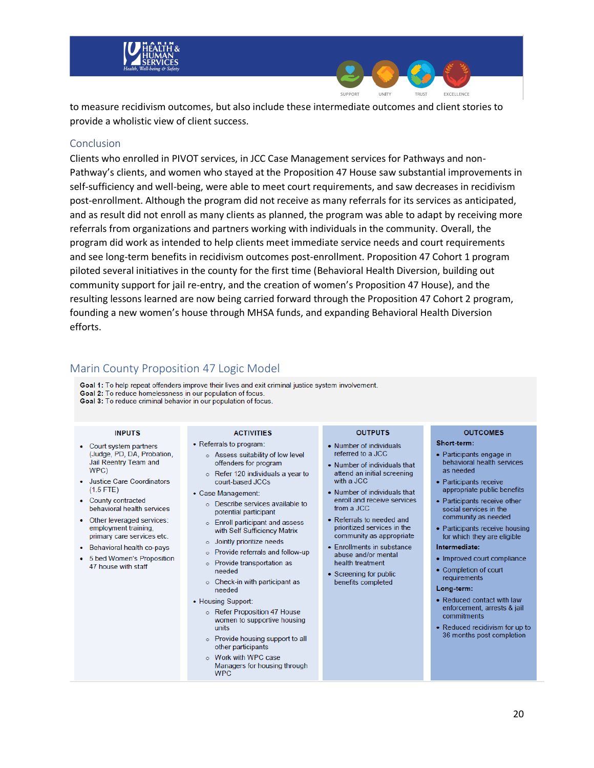to measure recidivism outcomes, but also include these intermediate outcomes and client stories to provide a wholistic view of client success.

## Conclusion

Clients who enrolled in PIVOT services, in JCC Case Management services for Pathways and non-Pathway's clients, and women who stayed at the Proposition 47 House saw substantial improvements in self-sufficiency and well-being, were able to meet court requirements, and saw decreases in recidivism post-enrollment. Although the program did not receive as many referrals for its services as anticipated, and as result did not enroll as many clients as planned, the program was able to adapt by receiving more referrals from organizations and partners working with individuals in the community. Overall, the program did work as intended to help clients meet immediate service needs and court requirements and see long-term benefits in recidivism outcomes post-enrollment. Proposition 47 Cohort 1 program piloted several initiatives in the county for the first time (Behavioral Health Diversion, building out community support for jail re-entry, and the creation of women's Proposition 47 House), and the resulting lessons learned are now being carried forward through the Proposition 47 Cohort 2 program, founding a new women's house through MHSA funds, and expanding Behavioral Health Diversion efforts.

## Marin County Proposition 47 Logic Model

**Goal 1:** To help repeat offenders improve their lives and exit criminal justice system involvement.
**Goal 2:** To reduce homelessness in our population of focus.
**Goal 3:** To reduce criminal behavior in our population of focus.

| INPUTS | ACTIVITIES | OUTPUTS | OUTCOMES |
|---|---|---|---|
| • Court system partners (Judge, PD, DA, Probation, Jail Reentry Team and WPC)<br>• Justice Care Coordinators (1.5 FTE)<br>• County contracted behavioral health services<br>• Other leveraged services: employment training, primary care services etc.<br>• Behavioral health co-pays<br>• 5 bed Women's Proposition 47 house with staff | • Referrals to program:<br>  ◦ Assess suitability of low level offenders for program<br>  ◦ Refer 120 individuals a year to court-based JCCs<br>• Case Management:<br>  ◦ Describe services available to potential participant<br>  ◦ Enroll participant and assess with Self Sufficiency Matrix<br>  ◦ Jointly prioritize needs<br>  ◦ Provide referrals and follow-up<br>  ◦ Provide transportation as needed<br>  ◦ Check-in with participant as needed<br>• Housing Support:<br>  ◦ Refer Proposition 47 House women to supportive housing units<br>  ◦ Provide housing support to all other participants<br>  ◦ Work with WPC case Managers for housing through WPC | • Number of individuals referred to a JCC<br>• Number of individuals that attend an initial screening with a JCC<br>• Number of individuals that enroll and receive services from a JCC<br>• Referrals to needed and prioritized services in the community as appropriate<br>• Enrollments in substance abuse and/or mental health treatment<br>• Screening for public benefits completed | **Short-term:**<br>• Participants engage in behavioral health services as needed<br>• Participants receive appropriate public benefits<br>• Participants receive other social services in the community as needed<br>• Participants receive housing for which they are eligible<br>**Intermediate:**<br>• Improved court compliance<br>• Completion of court requirements<br>**Long-term:**<br>• Reduced contact with law enforcement, arrests & jail commitments<br>• Reduced recidivism for up to 36 months post completion |